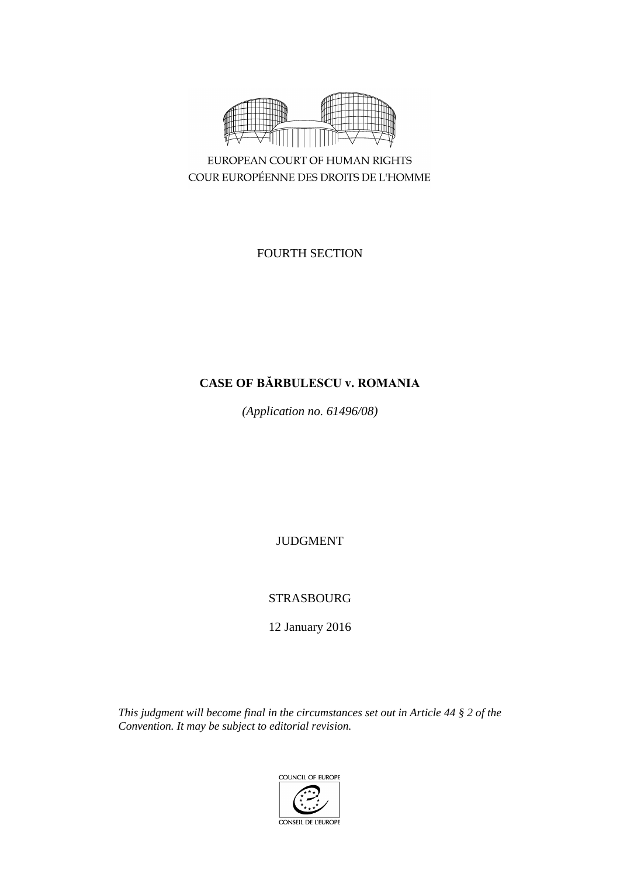EUROPEAN COURT OF HUMAN RIGHTS

COUR EUROPÉENNE DES DROITS DE L'HOMME

FOURTH SECTION

# CASE OF BĂRBULESCU v. ROMANIA

*(Application no. 61496/08)*

JUDGMENT

STRASBOURG

12 January 2016

*This judgment will become final in the circumstances set out in Article 44 § 2 of the Convention. It may be subject to editorial revision.*

COUNCIL OF EUROPE

CONSEIL DE L'EUROPE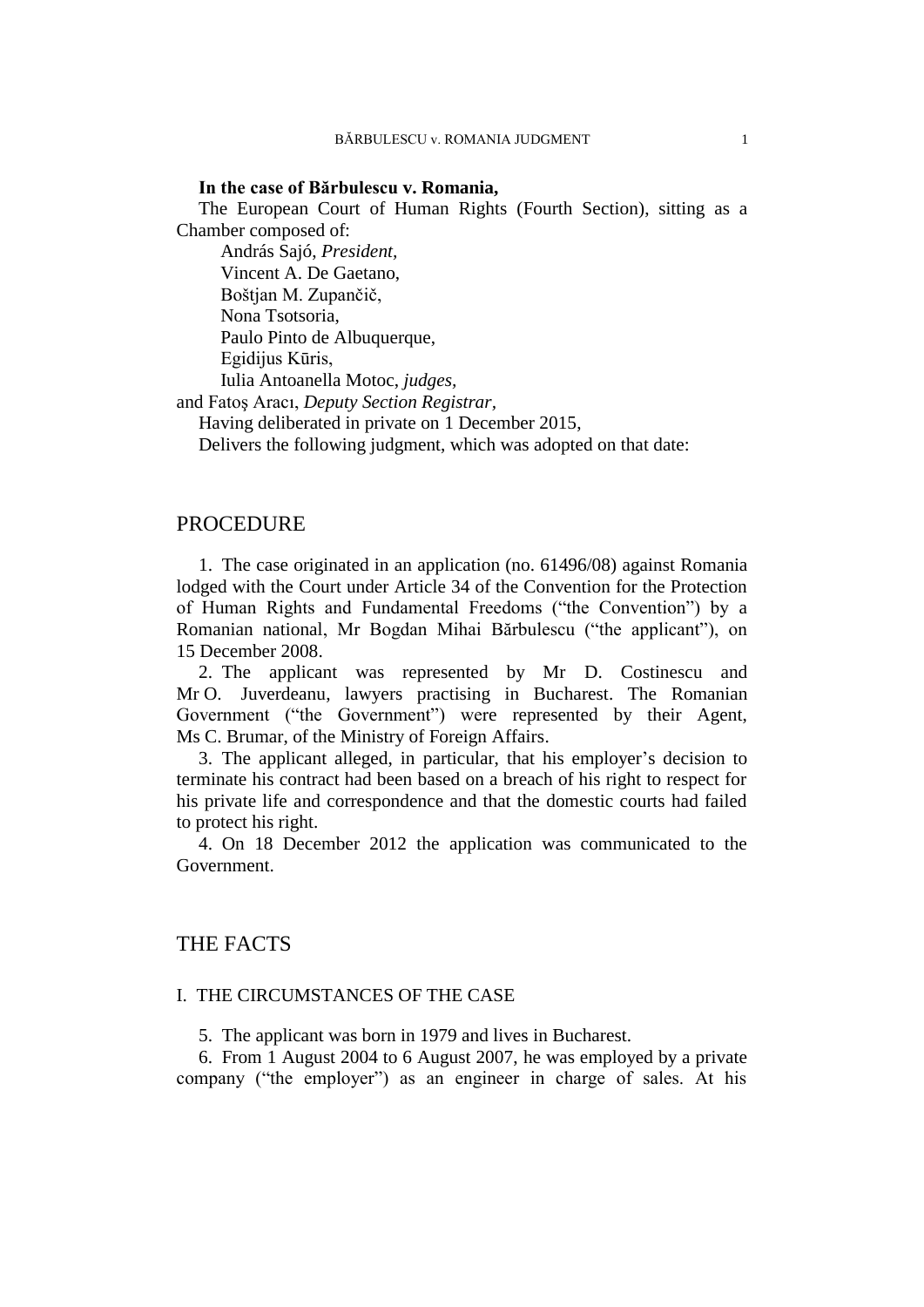**In the case of Bărbulescu v. Romania,**

The European Court of Human Rights (Fourth Section), sitting as a Chamber composed of:

András Sajó, *President,*
Vincent A. De Gaetano,
Boštjan M. Zupančič,
Nona Tsotsoria,
Paulo Pinto de Albuquerque,
Egidijus Kūris,
Iulia Antoanella Motoc, *judges,*
and Fatoş Aracı, *Deputy Section Registrar,*

Having deliberated in private on 1 December 2015,

Delivers the following judgment, which was adopted on that date:

# PROCEDURE

1. The case originated in an application (no. 61496/08) against Romania lodged with the Court under Article 34 of the Convention for the Protection of Human Rights and Fundamental Freedoms ("the Convention") by a Romanian national, Mr Bogdan Mihai Bărbulescu ("the applicant"), on 15 December 2008.

2. The applicant was represented by Mr D. Costinescu and Mr O. Juverdeanu, lawyers practising in Bucharest. The Romanian Government ("the Government") were represented by their Agent, Ms C. Brumar, of the Ministry of Foreign Affairs.

3. The applicant alleged, in particular, that his employer's decision to terminate his contract had been based on a breach of his right to respect for his private life and correspondence and that the domestic courts had failed to protect his right.

4. On 18 December 2012 the application was communicated to the Government.

# THE FACTS

## I. THE CIRCUMSTANCES OF THE CASE

5. The applicant was born in 1979 and lives in Bucharest.

6. From 1 August 2004 to 6 August 2007, he was employed by a private company ("the employer") as an engineer in charge of sales. At his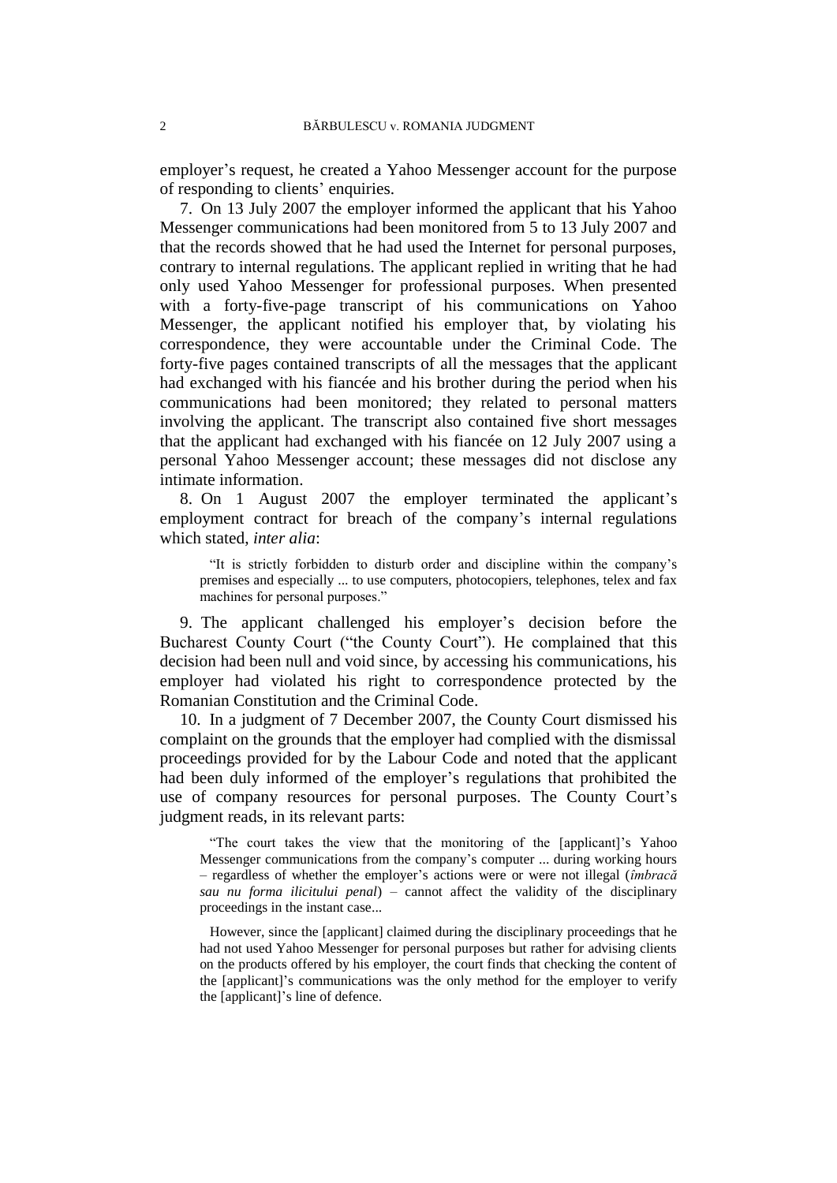employer's request, he created a Yahoo Messenger account for the purpose of responding to clients' enquiries.

7. On 13 July 2007 the employer informed the applicant that his Yahoo Messenger communications had been monitored from 5 to 13 July 2007 and that the records showed that he had used the Internet for personal purposes, contrary to internal regulations. The applicant replied in writing that he had only used Yahoo Messenger for professional purposes. When presented with a forty-five-page transcript of his communications on Yahoo Messenger, the applicant notified his employer that, by violating his correspondence, they were accountable under the Criminal Code. The forty-five pages contained transcripts of all the messages that the applicant had exchanged with his fiancée and his brother during the period when his communications had been monitored; they related to personal matters involving the applicant. The transcript also contained five short messages that the applicant had exchanged with his fiancée on 12 July 2007 using a personal Yahoo Messenger account; these messages did not disclose any intimate information.

8. On 1 August 2007 the employer terminated the applicant's employment contract for breach of the company's internal regulations which stated, *inter alia*:

> "It is strictly forbidden to disturb order and discipline within the company's premises and especially ... to use computers, photocopiers, telephones, telex and fax machines for personal purposes."

9. The applicant challenged his employer's decision before the Bucharest County Court ("the County Court"). He complained that this decision had been null and void since, by accessing his communications, his employer had violated his right to correspondence protected by the Romanian Constitution and the Criminal Code.

10. In a judgment of 7 December 2007, the County Court dismissed his complaint on the grounds that the employer had complied with the dismissal proceedings provided for by the Labour Code and noted that the applicant had been duly informed of the employer's regulations that prohibited the use of company resources for personal purposes. The County Court's judgment reads, in its relevant parts:

> "The court takes the view that the monitoring of the [applicant]'s Yahoo Messenger communications from the company's computer ... during working hours – regardless of whether the employer's actions were or were not illegal (*îmbracă sau nu forma ilicitului penal*) – cannot affect the validity of the disciplinary proceedings in the instant case...
>
> However, since the [applicant] claimed during the disciplinary proceedings that he had not used Yahoo Messenger for personal purposes but rather for advising clients on the products offered by his employer, the court finds that checking the content of the [applicant]'s communications was the only method for the employer to verify the [applicant]'s line of defence.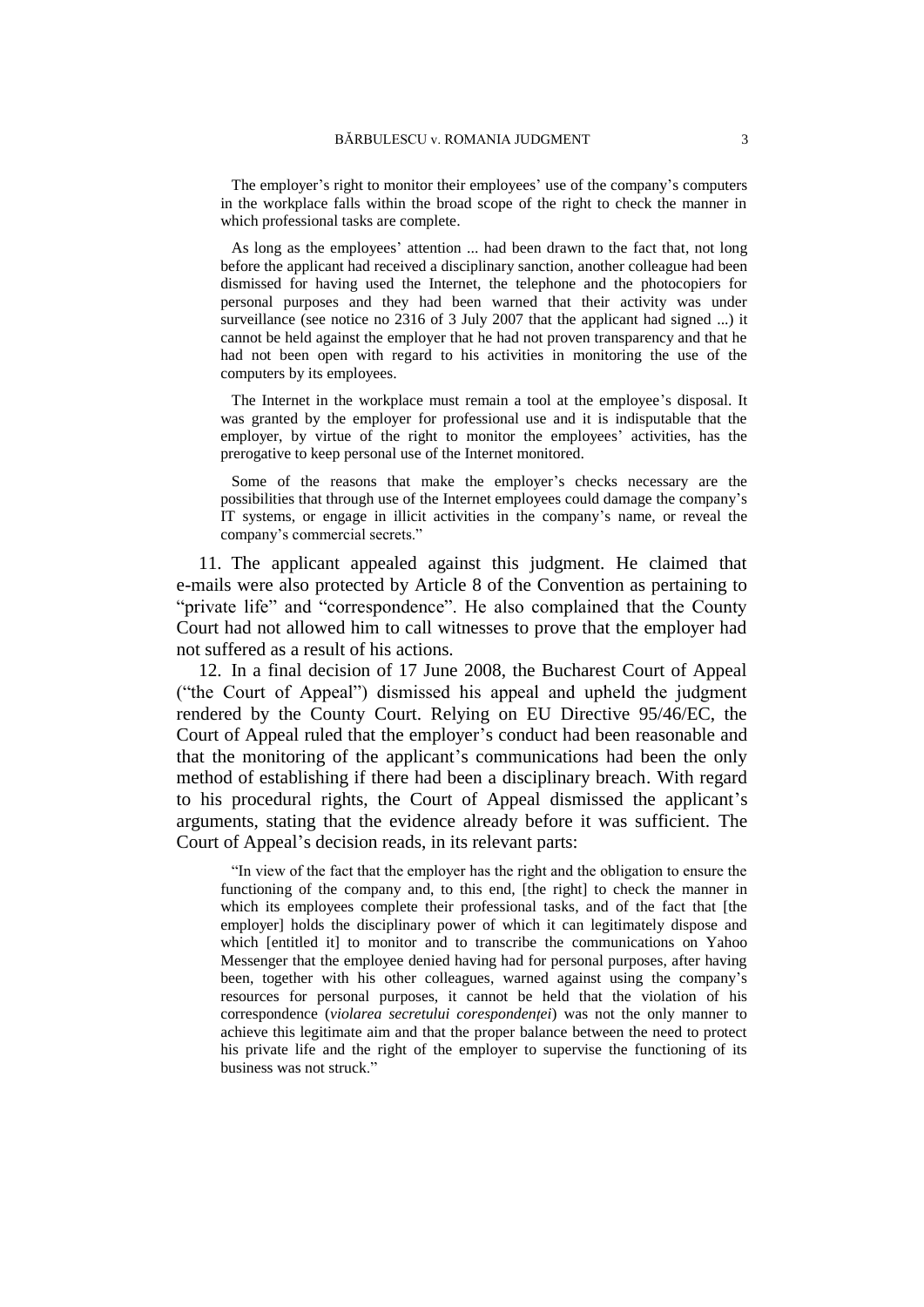The employer's right to monitor their employees' use of the company's computers in the workplace falls within the broad scope of the right to check the manner in which professional tasks are complete.

As long as the employees' attention ... had been drawn to the fact that, not long before the applicant had received a disciplinary sanction, another colleague had been dismissed for having used the Internet, the telephone and the photocopiers for personal purposes and they had been warned that their activity was under surveillance (see notice no 2316 of 3 July 2007 that the applicant had signed ...) it cannot be held against the employer that he had not proven transparency and that he had not been open with regard to his activities in monitoring the use of the computers by its employees.

The Internet in the workplace must remain a tool at the employee's disposal. It was granted by the employer for professional use and it is indisputable that the employer, by virtue of the right to monitor the employees' activities, has the prerogative to keep personal use of the Internet monitored.

Some of the reasons that make the employer's checks necessary are the possibilities that through use of the Internet employees could damage the company's IT systems, or engage in illicit activities in the company's name, or reveal the company's commercial secrets."

11. The applicant appealed against this judgment. He claimed that e-mails were also protected by Article 8 of the Convention as pertaining to "private life" and "correspondence". He also complained that the County Court had not allowed him to call witnesses to prove that the employer had not suffered as a result of his actions.

12. In a final decision of 17 June 2008, the Bucharest Court of Appeal ("the Court of Appeal") dismissed his appeal and upheld the judgment rendered by the County Court. Relying on EU Directive 95/46/EC, the Court of Appeal ruled that the employer's conduct had been reasonable and that the monitoring of the applicant's communications had been the only method of establishing if there had been a disciplinary breach. With regard to his procedural rights, the Court of Appeal dismissed the applicant's arguments, stating that the evidence already before it was sufficient. The Court of Appeal's decision reads, in its relevant parts:

"In view of the fact that the employer has the right and the obligation to ensure the functioning of the company and, to this end, [the right] to check the manner in which its employees complete their professional tasks, and of the fact that [the employer] holds the disciplinary power of which it can legitimately dispose and which [entitled it] to monitor and to transcribe the communications on Yahoo Messenger that the employee denied having had for personal purposes, after having been, together with his other colleagues, warned against using the company's resources for personal purposes, it cannot be held that the violation of his correspondence (*violarea secretului corespondenței*) was not the only manner to achieve this legitimate aim and that the proper balance between the need to protect his private life and the right of the employer to supervise the functioning of its business was not struck."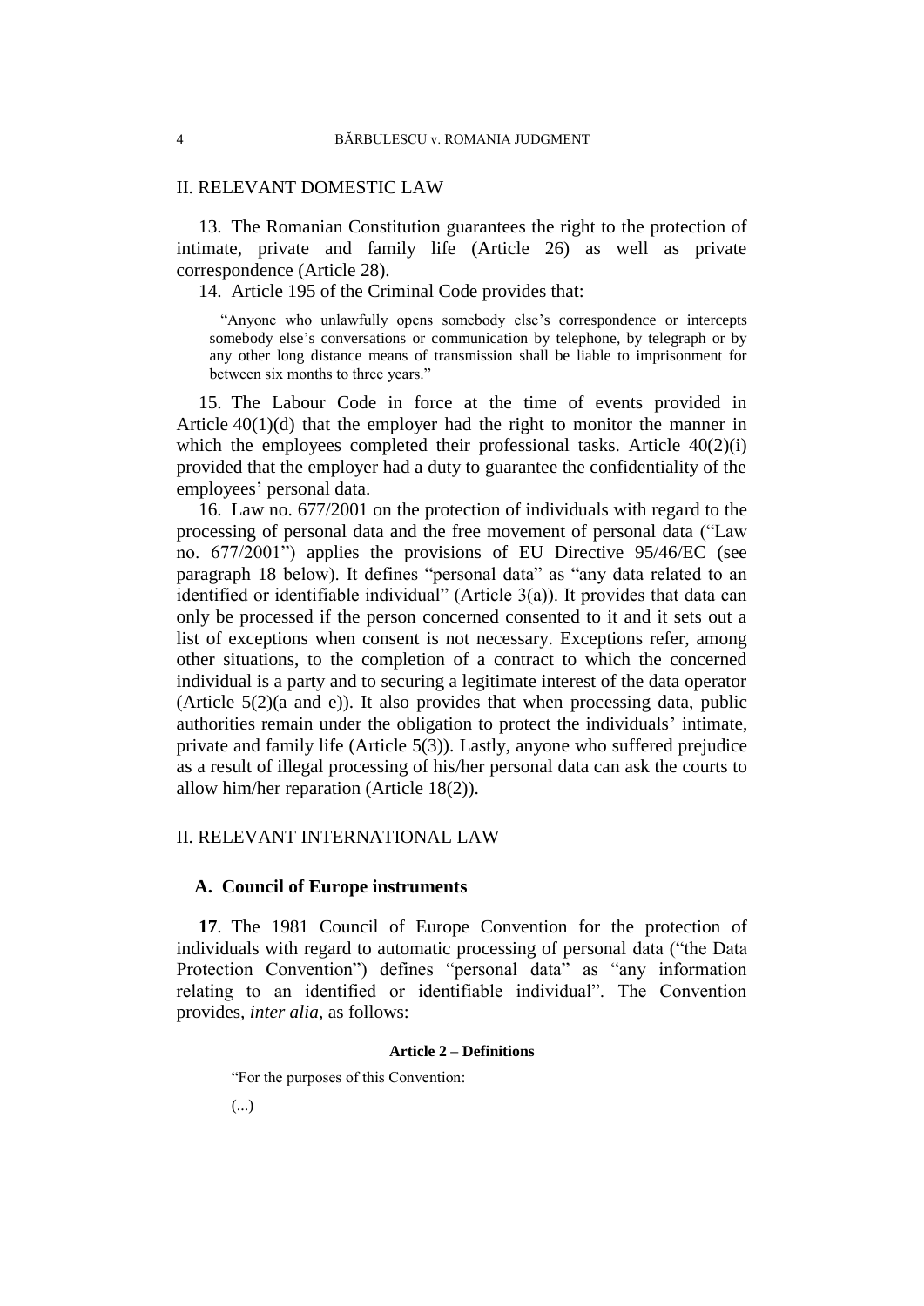## II. RELEVANT DOMESTIC LAW

13. The Romanian Constitution guarantees the right to the protection of intimate, private and family life (Article 26) as well as private correspondence (Article 28).

14. Article 195 of the Criminal Code provides that:

> "Anyone who unlawfully opens somebody else's correspondence or intercepts somebody else's conversations or communication by telephone, by telegraph or by any other long distance means of transmission shall be liable to imprisonment for between six months to three years."

15. The Labour Code in force at the time of events provided in Article 40(1)(d) that the employer had the right to monitor the manner in which the employees completed their professional tasks. Article 40(2)(i) provided that the employer had a duty to guarantee the confidentiality of the employees' personal data.

16. Law no. 677/2001 on the protection of individuals with regard to the processing of personal data and the free movement of personal data ("Law no. 677/2001") applies the provisions of EU Directive 95/46/EC (see paragraph 18 below). It defines "personal data" as "any data related to an identified or identifiable individual" (Article 3(a)). It provides that data can only be processed if the person concerned consented to it and it sets out a list of exceptions when consent is not necessary. Exceptions refer, among other situations, to the completion of a contract to which the concerned individual is a party and to securing a legitimate interest of the data operator (Article 5(2)(a and e)). It also provides that when processing data, public authorities remain under the obligation to protect the individuals' intimate, private and family life (Article 5(3)). Lastly, anyone who suffered prejudice as a result of illegal processing of his/her personal data can ask the courts to allow him/her reparation (Article 18(2)).

## II. RELEVANT INTERNATIONAL LAW

### A. Council of Europe instruments

**17**. The 1981 Council of Europe Convention for the protection of individuals with regard to automatic processing of personal data ("the Data Protection Convention") defines "personal data" as "any information relating to an identified or identifiable individual". The Convention provides, *inter alia*, as follows:

**Article 2 – Definitions**

> "For the purposes of this Convention:
>
> (...)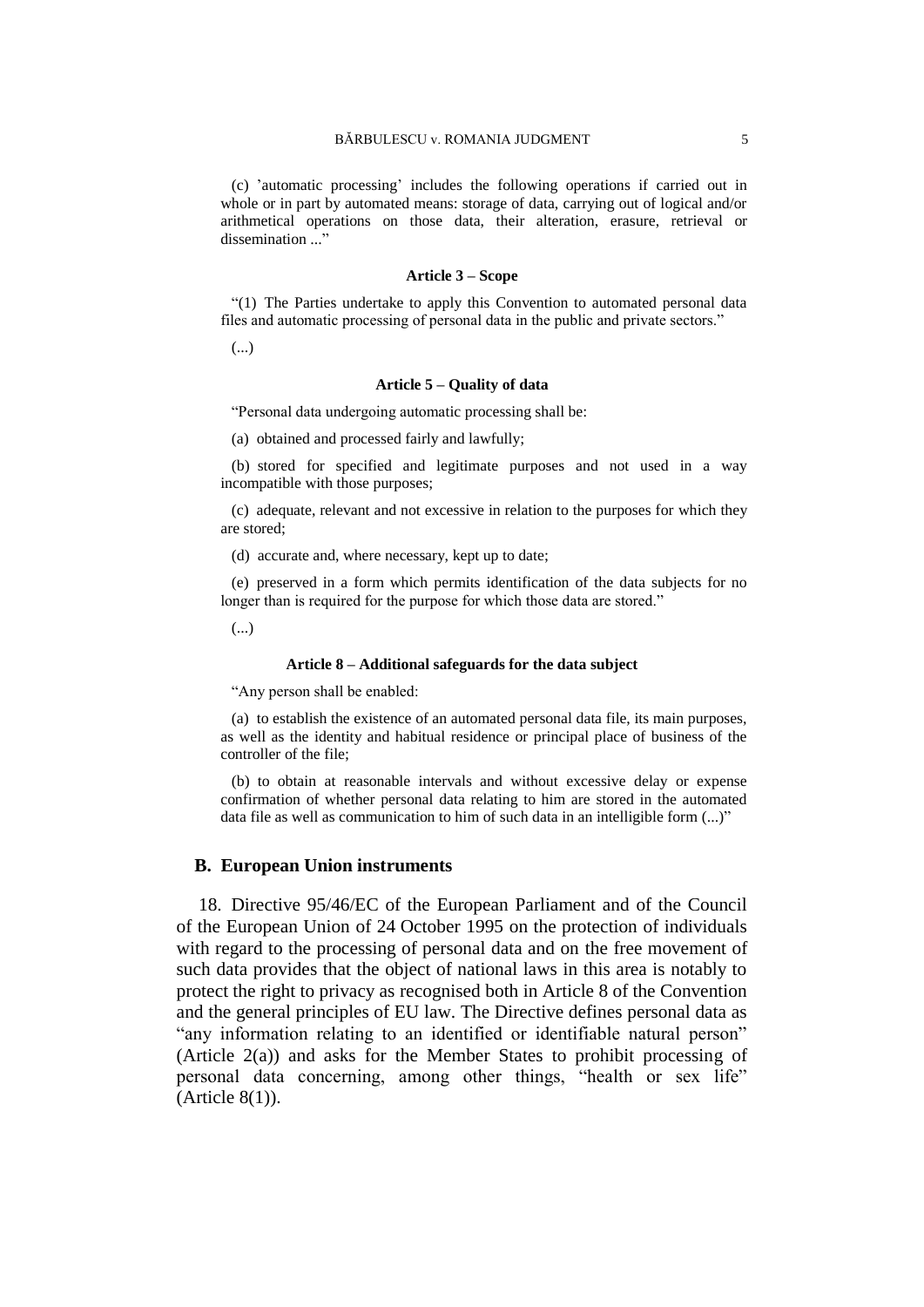(c) 'automatic processing' includes the following operations if carried out in whole or in part by automated means: storage of data, carrying out of logical and/or arithmetical operations on those data, their alteration, erasure, retrieval or dissemination ..."

**Article 3 – Scope**

"(1) The Parties undertake to apply this Convention to automated personal data files and automatic processing of personal data in the public and private sectors."

(...)

**Article 5 – Quality of data**

"Personal data undergoing automatic processing shall be:

(a) obtained and processed fairly and lawfully;

(b) stored for specified and legitimate purposes and not used in a way incompatible with those purposes;

(c) adequate, relevant and not excessive in relation to the purposes for which they are stored;

(d) accurate and, where necessary, kept up to date;

(e) preserved in a form which permits identification of the data subjects for no longer than is required for the purpose for which those data are stored."

(...)

**Article 8 – Additional safeguards for the data subject**

"Any person shall be enabled:

(a) to establish the existence of an automated personal data file, its main purposes, as well as the identity and habitual residence or principal place of business of the controller of the file;

(b) to obtain at reasonable intervals and without excessive delay or expense confirmation of whether personal data relating to him are stored in the automated data file as well as communication to him of such data in an intelligible form (...)"

## B. European Union instruments

18. Directive 95/46/EC of the European Parliament and of the Council of the European Union of 24 October 1995 on the protection of individuals with regard to the processing of personal data and on the free movement of such data provides that the object of national laws in this area is notably to protect the right to privacy as recognised both in Article 8 of the Convention and the general principles of EU law. The Directive defines personal data as "any information relating to an identified or identifiable natural person" (Article 2(a)) and asks for the Member States to prohibit processing of personal data concerning, among other things, "health or sex life" (Article 8(1)).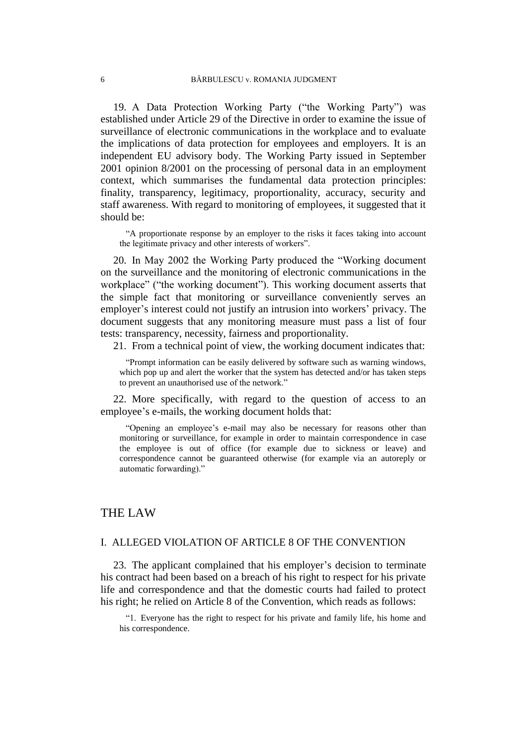19. A Data Protection Working Party ("the Working Party") was established under Article 29 of the Directive in order to examine the issue of surveillance of electronic communications in the workplace and to evaluate the implications of data protection for employees and employers. It is an independent EU advisory body. The Working Party issued in September 2001 opinion 8/2001 on the processing of personal data in an employment context, which summarises the fundamental data protection principles: finality, transparency, legitimacy, proportionality, accuracy, security and staff awareness. With regard to monitoring of employees, it suggested that it should be:

> "A proportionate response by an employer to the risks it faces taking into account the legitimate privacy and other interests of workers".

20. In May 2002 the Working Party produced the "Working document on the surveillance and the monitoring of electronic communications in the workplace" ("the working document"). This working document asserts that the simple fact that monitoring or surveillance conveniently serves an employer's interest could not justify an intrusion into workers' privacy. The document suggests that any monitoring measure must pass a list of four tests: transparency, necessity, fairness and proportionality.

21. From a technical point of view, the working document indicates that:

> "Prompt information can be easily delivered by software such as warning windows, which pop up and alert the worker that the system has detected and/or has taken steps to prevent an unauthorised use of the network."

22. More specifically, with regard to the question of access to an employee's e-mails, the working document holds that:

> "Opening an employee's e-mail may also be necessary for reasons other than monitoring or surveillance, for example in order to maintain correspondence in case the employee is out of office (for example due to sickness or leave) and correspondence cannot be guaranteed otherwise (for example via an autoreply or automatic forwarding)."

# THE LAW

## I. ALLEGED VIOLATION OF ARTICLE 8 OF THE CONVENTION

23. The applicant complained that his employer's decision to terminate his contract had been based on a breach of his right to respect for his private life and correspondence and that the domestic courts had failed to protect his right; he relied on Article 8 of the Convention, which reads as follows:

> "1. Everyone has the right to respect for his private and family life, his home and his correspondence.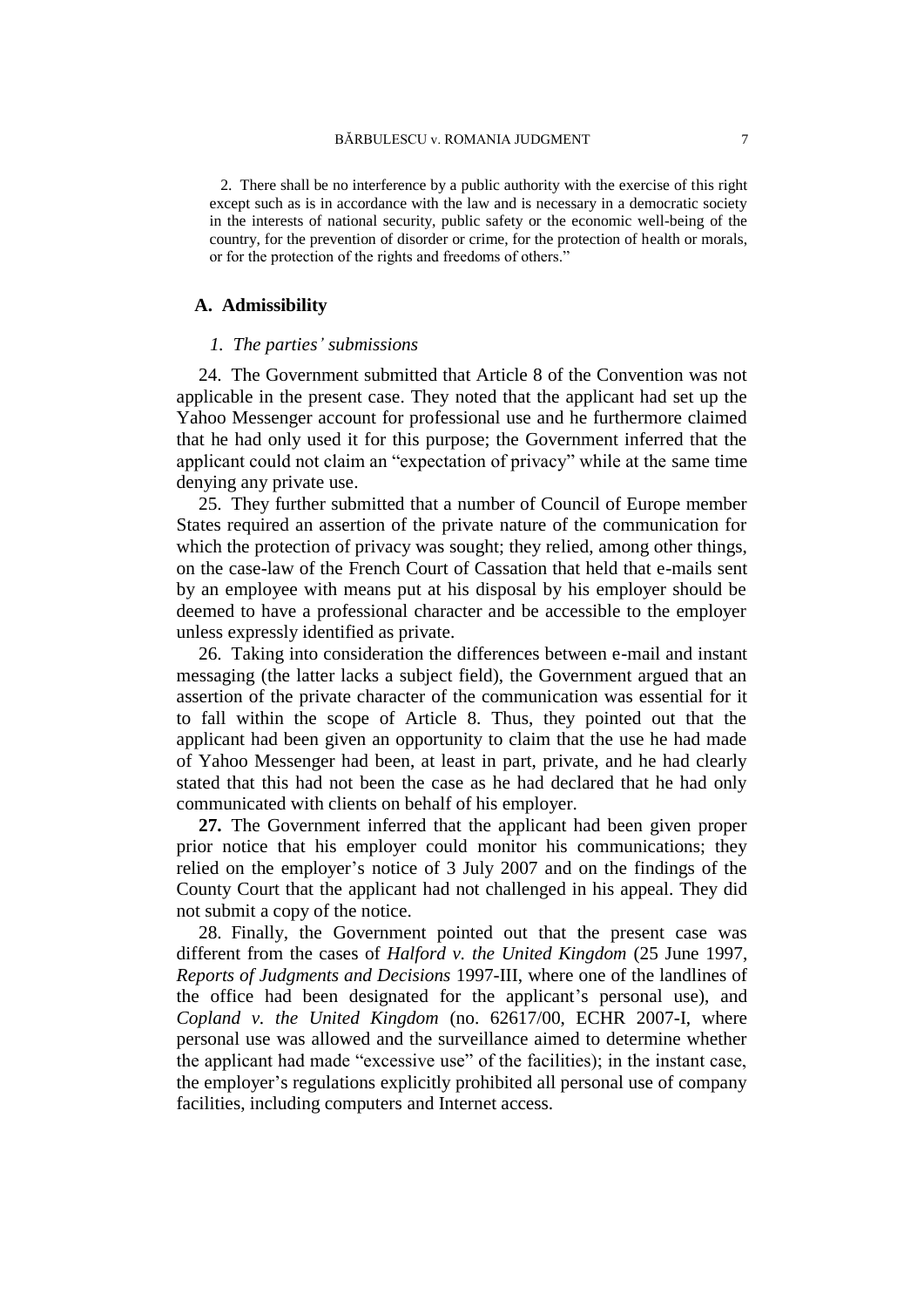2. There shall be no interference by a public authority with the exercise of this right except such as is in accordance with the law and is necessary in a democratic society in the interests of national security, public safety or the economic well-being of the country, for the prevention of disorder or crime, for the protection of health or morals, or for the protection of the rights and freedoms of others."

## A. Admissibility

### *1. The parties' submissions*

24. The Government submitted that Article 8 of the Convention was not applicable in the present case. They noted that the applicant had set up the Yahoo Messenger account for professional use and he furthermore claimed that he had only used it for this purpose; the Government inferred that the applicant could not claim an "expectation of privacy" while at the same time denying any private use.

25. They further submitted that a number of Council of Europe member States required an assertion of the private nature of the communication for which the protection of privacy was sought; they relied, among other things, on the case-law of the French Court of Cassation that held that e-mails sent by an employee with means put at his disposal by his employer should be deemed to have a professional character and be accessible to the employer unless expressly identified as private.

26. Taking into consideration the differences between e-mail and instant messaging (the latter lacks a subject field), the Government argued that an assertion of the private character of the communication was essential for it to fall within the scope of Article 8. Thus, they pointed out that the applicant had been given an opportunity to claim that the use he had made of Yahoo Messenger had been, at least in part, private, and he had clearly stated that this had not been the case as he had declared that he had only communicated with clients on behalf of his employer.

**27.** The Government inferred that the applicant had been given proper prior notice that his employer could monitor his communications; they relied on the employer's notice of 3 July 2007 and on the findings of the County Court that the applicant had not challenged in his appeal. They did not submit a copy of the notice.

28. Finally, the Government pointed out that the present case was different from the cases of *Halford v. the United Kingdom* (25 June 1997, *Reports of Judgments and Decisions* 1997-III, where one of the landlines of the office had been designated for the applicant's personal use), and *Copland v. the United Kingdom* (no. 62617/00, ECHR 2007-I, where personal use was allowed and the surveillance aimed to determine whether the applicant had made "excessive use" of the facilities); in the instant case, the employer's regulations explicitly prohibited all personal use of company facilities, including computers and Internet access.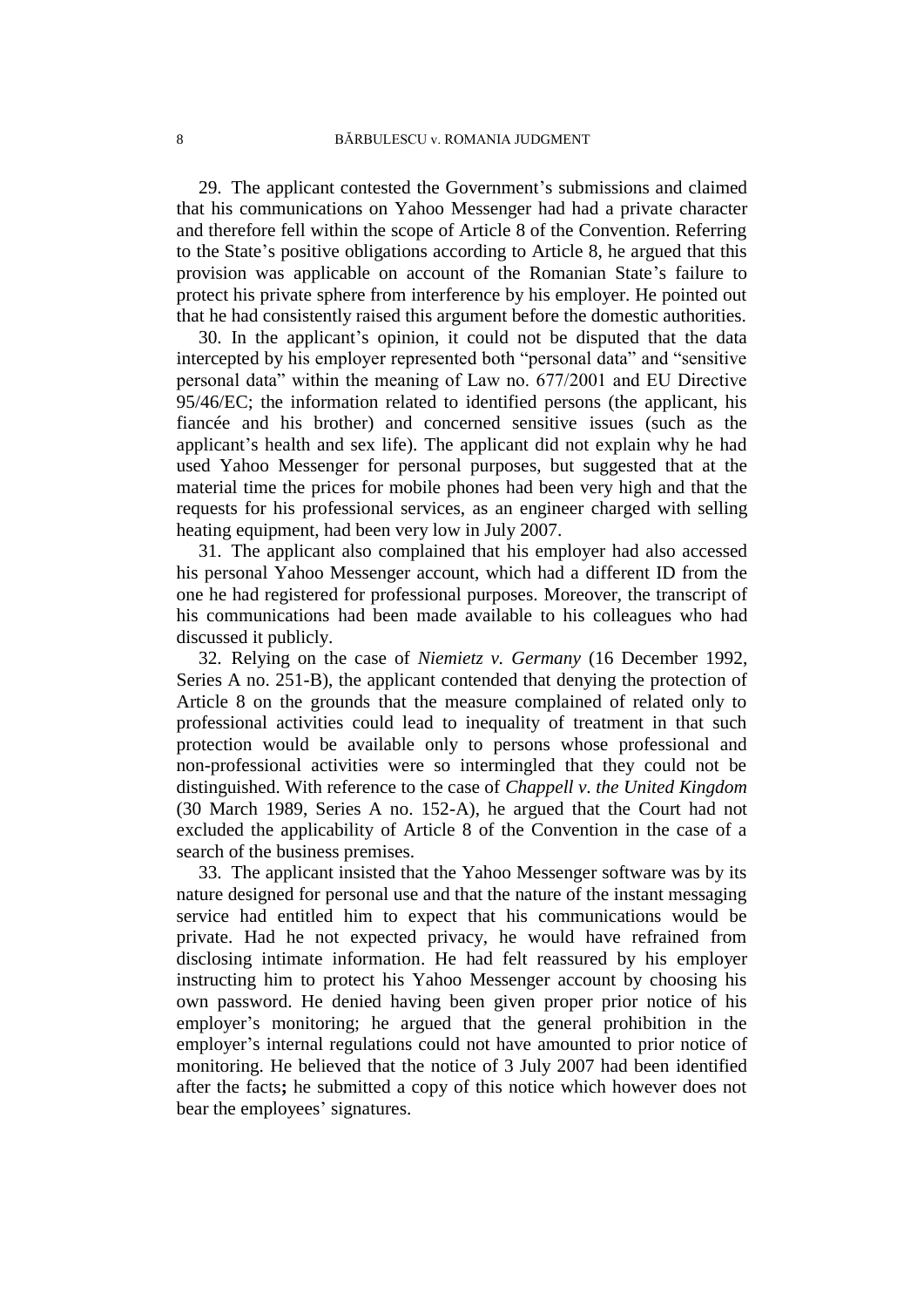29. The applicant contested the Government's submissions and claimed that his communications on Yahoo Messenger had had a private character and therefore fell within the scope of Article 8 of the Convention. Referring to the State's positive obligations according to Article 8, he argued that this provision was applicable on account of the Romanian State's failure to protect his private sphere from interference by his employer. He pointed out that he had consistently raised this argument before the domestic authorities.

30. In the applicant's opinion, it could not be disputed that the data intercepted by his employer represented both "personal data" and "sensitive personal data" within the meaning of Law no. 677/2001 and EU Directive 95/46/EC; the information related to identified persons (the applicant, his fiancée and his brother) and concerned sensitive issues (such as the applicant's health and sex life). The applicant did not explain why he had used Yahoo Messenger for personal purposes, but suggested that at the material time the prices for mobile phones had been very high and that the requests for his professional services, as an engineer charged with selling heating equipment, had been very low in July 2007.

31. The applicant also complained that his employer had also accessed his personal Yahoo Messenger account, which had a different ID from the one he had registered for professional purposes. Moreover, the transcript of his communications had been made available to his colleagues who had discussed it publicly.

32. Relying on the case of *Niemietz v. Germany* (16 December 1992, Series A no. 251-B), the applicant contended that denying the protection of Article 8 on the grounds that the measure complained of related only to professional activities could lead to inequality of treatment in that such protection would be available only to persons whose professional and non-professional activities were so intermingled that they could not be distinguished. With reference to the case of *Chappell v. the United Kingdom* (30 March 1989, Series A no. 152-A), he argued that the Court had not excluded the applicability of Article 8 of the Convention in the case of a search of the business premises.

33. The applicant insisted that the Yahoo Messenger software was by its nature designed for personal use and that the nature of the instant messaging service had entitled him to expect that his communications would be private. Had he not expected privacy, he would have refrained from disclosing intimate information. He had felt reassured by his employer instructing him to protect his Yahoo Messenger account by choosing his own password. He denied having been given proper prior notice of his employer's monitoring; he argued that the general prohibition in the employer's internal regulations could not have amounted to prior notice of monitoring. He believed that the notice of 3 July 2007 had been identified after the facts**;** he submitted a copy of this notice which however does not bear the employees' signatures.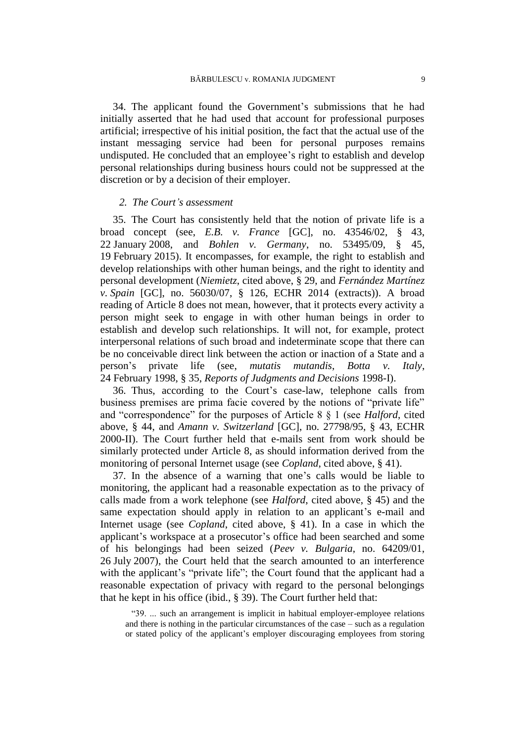34. The applicant found the Government's submissions that he had initially asserted that he had used that account for professional purposes artificial; irrespective of his initial position, the fact that the actual use of the instant messaging service had been for personal purposes remains undisputed. He concluded that an employee's right to establish and develop personal relationships during business hours could not be suppressed at the discretion or by a decision of their employer.

### *2. The Court's assessment*

35. The Court has consistently held that the notion of private life is a broad concept (see, *E.B. v. France* [GC], no. 43546/02, § 43, 22 January 2008, and *Bohlen v. Germany*, no. 53495/09, § 45, 19 February 2015). It encompasses, for example, the right to establish and develop relationships with other human beings, and the right to identity and personal development (*Niemietz*, cited above, § 29, and *Fernández Martínez v. Spain* [GC], no. 56030/07, § 126, ECHR 2014 (extracts)). A broad reading of Article 8 does not mean, however, that it protects every activity a person might seek to engage in with other human beings in order to establish and develop such relationships. It will not, for example, protect interpersonal relations of such broad and indeterminate scope that there can be no conceivable direct link between the action or inaction of a State and a person's private life (see, *mutatis mutandis*, *Botta v. Italy*, 24 February 1998, § 35, *Reports of Judgments and Decisions* 1998-I).

36. Thus, according to the Court's case-law, telephone calls from business premises are prima facie covered by the notions of "private life" and "correspondence" for the purposes of Article 8 § 1 (see *Halford*, cited above, § 44, and *Amann v. Switzerland* [GC], no. 27798/95, § 43, ECHR 2000-II). The Court further held that e-mails sent from work should be similarly protected under Article 8, as should information derived from the monitoring of personal Internet usage (see *Copland*, cited above, § 41).

37. In the absence of a warning that one's calls would be liable to monitoring, the applicant had a reasonable expectation as to the privacy of calls made from a work telephone (see *Halford*, cited above, § 45) and the same expectation should apply in relation to an applicant's e-mail and Internet usage (see *Copland*, cited above, § 41). In a case in which the applicant's workspace at a prosecutor's office had been searched and some of his belongings had been seized (*Peev v. Bulgaria*, no. 64209/01, 26 July 2007), the Court held that the search amounted to an interference with the applicant's "private life"; the Court found that the applicant had a reasonable expectation of privacy with regard to the personal belongings that he kept in his office (ibid., § 39). The Court further held that:

> "39. ... such an arrangement is implicit in habitual employer-employee relations and there is nothing in the particular circumstances of the case – such as a regulation or stated policy of the applicant's employer discouraging employees from storing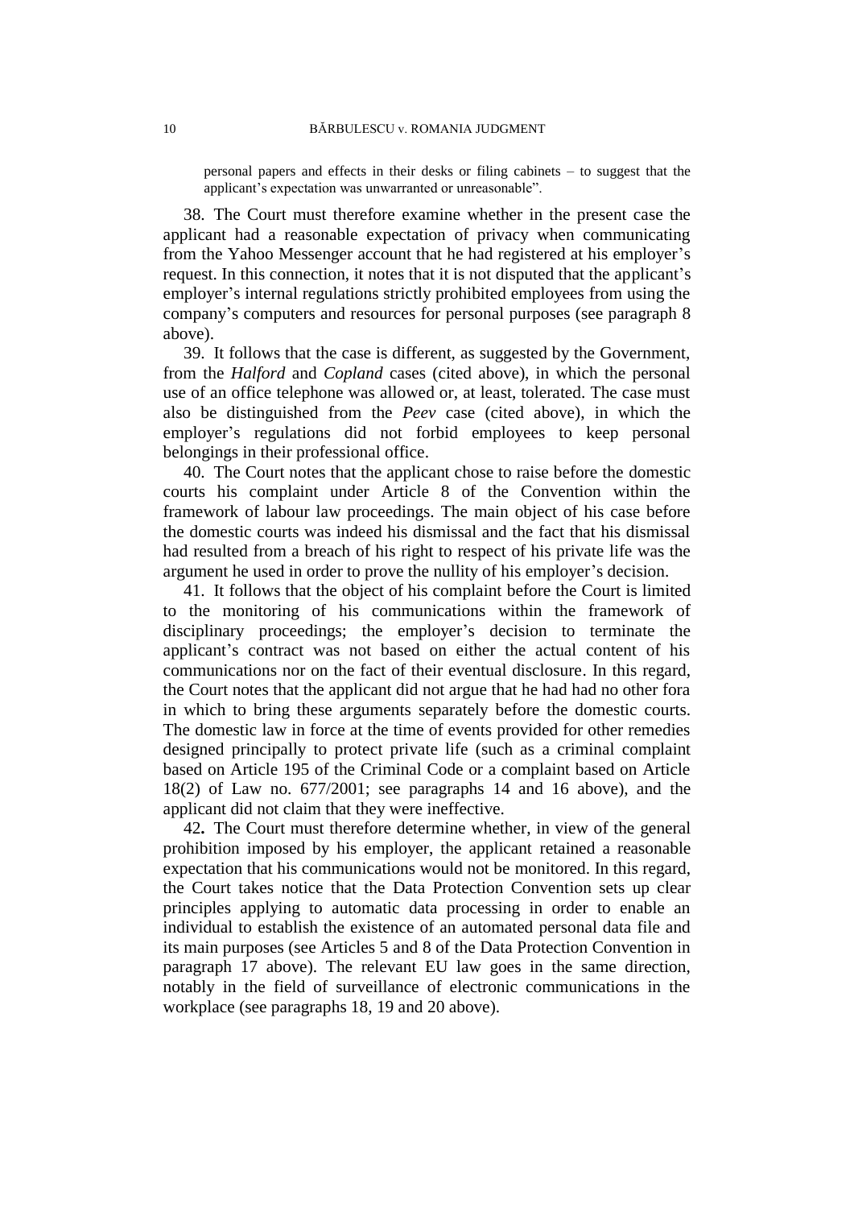personal papers and effects in their desks or filing cabinets – to suggest that the applicant's expectation was unwarranted or unreasonable".

38. The Court must therefore examine whether in the present case the applicant had a reasonable expectation of privacy when communicating from the Yahoo Messenger account that he had registered at his employer's request. In this connection, it notes that it is not disputed that the applicant's employer's internal regulations strictly prohibited employees from using the company's computers and resources for personal purposes (see paragraph 8 above).

39. It follows that the case is different, as suggested by the Government, from the *Halford* and *Copland* cases (cited above), in which the personal use of an office telephone was allowed or, at least, tolerated. The case must also be distinguished from the *Peev* case (cited above), in which the employer's regulations did not forbid employees to keep personal belongings in their professional office.

40. The Court notes that the applicant chose to raise before the domestic courts his complaint under Article 8 of the Convention within the framework of labour law proceedings. The main object of his case before the domestic courts was indeed his dismissal and the fact that his dismissal had resulted from a breach of his right to respect of his private life was the argument he used in order to prove the nullity of his employer's decision.

41. It follows that the object of his complaint before the Court is limited to the monitoring of his communications within the framework of disciplinary proceedings; the employer's decision to terminate the applicant's contract was not based on either the actual content of his communications nor on the fact of their eventual disclosure. In this regard, the Court notes that the applicant did not argue that he had had no other fora in which to bring these arguments separately before the domestic courts. The domestic law in force at the time of events provided for other remedies designed principally to protect private life (such as a criminal complaint based on Article 195 of the Criminal Code or a complaint based on Article 18(2) of Law no. 677/2001; see paragraphs 14 and 16 above), and the applicant did not claim that they were ineffective.

42**.** The Court must therefore determine whether, in view of the general prohibition imposed by his employer, the applicant retained a reasonable expectation that his communications would not be monitored. In this regard, the Court takes notice that the Data Protection Convention sets up clear principles applying to automatic data processing in order to enable an individual to establish the existence of an automated personal data file and its main purposes (see Articles 5 and 8 of the Data Protection Convention in paragraph 17 above). The relevant EU law goes in the same direction, notably in the field of surveillance of electronic communications in the workplace (see paragraphs 18, 19 and 20 above).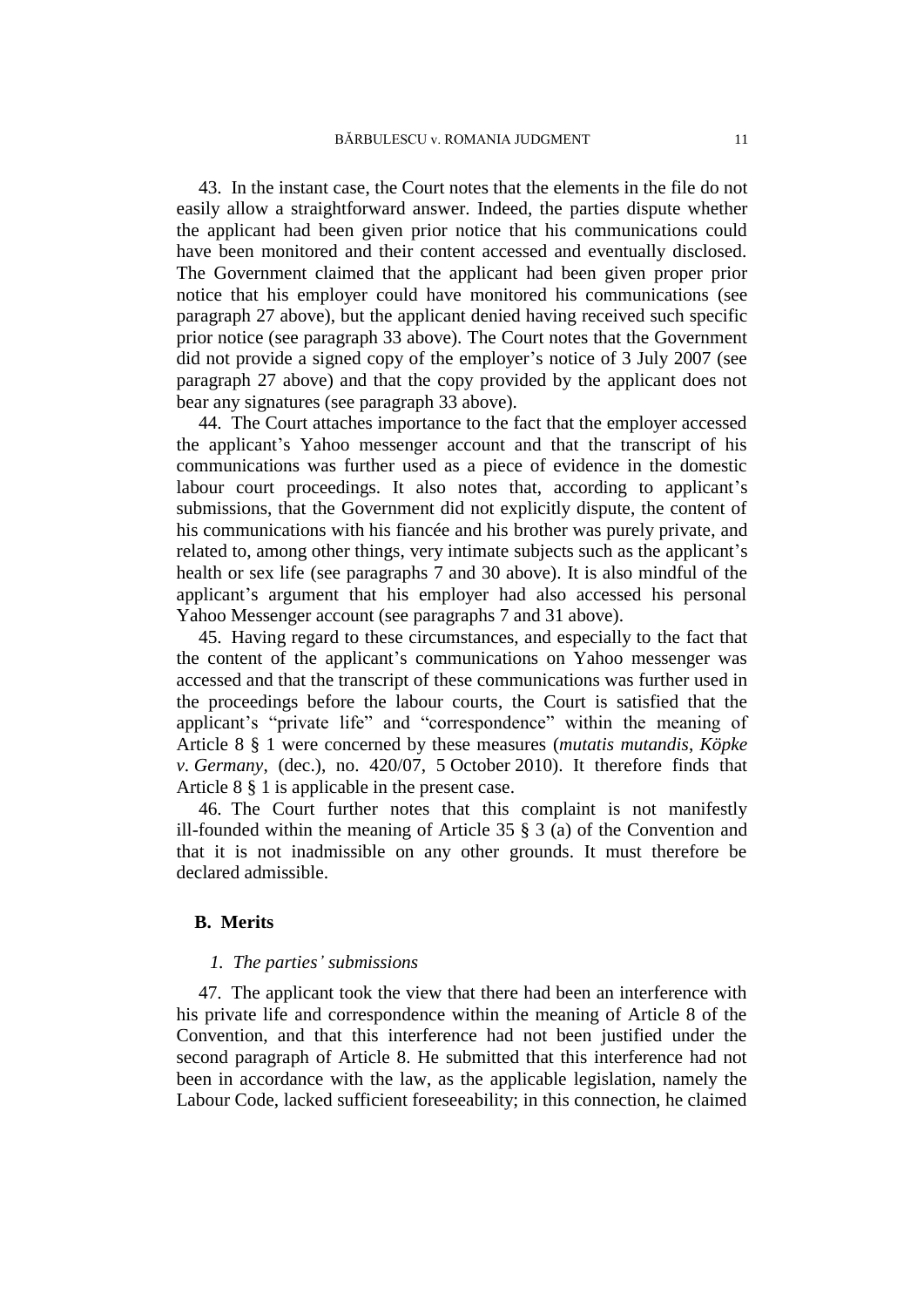43. In the instant case, the Court notes that the elements in the file do not easily allow a straightforward answer. Indeed, the parties dispute whether the applicant had been given prior notice that his communications could have been monitored and their content accessed and eventually disclosed. The Government claimed that the applicant had been given proper prior notice that his employer could have monitored his communications (see paragraph 27 above), but the applicant denied having received such specific prior notice (see paragraph 33 above). The Court notes that the Government did not provide a signed copy of the employer's notice of 3 July 2007 (see paragraph 27 above) and that the copy provided by the applicant does not bear any signatures (see paragraph 33 above).

44. The Court attaches importance to the fact that the employer accessed the applicant's Yahoo messenger account and that the transcript of his communications was further used as a piece of evidence in the domestic labour court proceedings. It also notes that, according to applicant's submissions, that the Government did not explicitly dispute, the content of his communications with his fiancée and his brother was purely private, and related to, among other things, very intimate subjects such as the applicant's health or sex life (see paragraphs 7 and 30 above). It is also mindful of the applicant's argument that his employer had also accessed his personal Yahoo Messenger account (see paragraphs 7 and 31 above).

45. Having regard to these circumstances, and especially to the fact that the content of the applicant's communications on Yahoo messenger was accessed and that the transcript of these communications was further used in the proceedings before the labour courts, the Court is satisfied that the applicant's "private life" and "correspondence" within the meaning of Article 8 § 1 were concerned by these measures (*mutatis mutandis*, *Köpke v. Germany*, (dec.), no. 420/07, 5 October 2010). It therefore finds that Article 8 § 1 is applicable in the present case.

46. The Court further notes that this complaint is not manifestly ill-founded within the meaning of Article 35 § 3 (a) of the Convention and that it is not inadmissible on any other grounds. It must therefore be declared admissible.

## B. Merits

### *1. The parties' submissions*

47. The applicant took the view that there had been an interference with his private life and correspondence within the meaning of Article 8 of the Convention, and that this interference had not been justified under the second paragraph of Article 8. He submitted that this interference had not been in accordance with the law, as the applicable legislation, namely the Labour Code, lacked sufficient foreseeability; in this connection, he claimed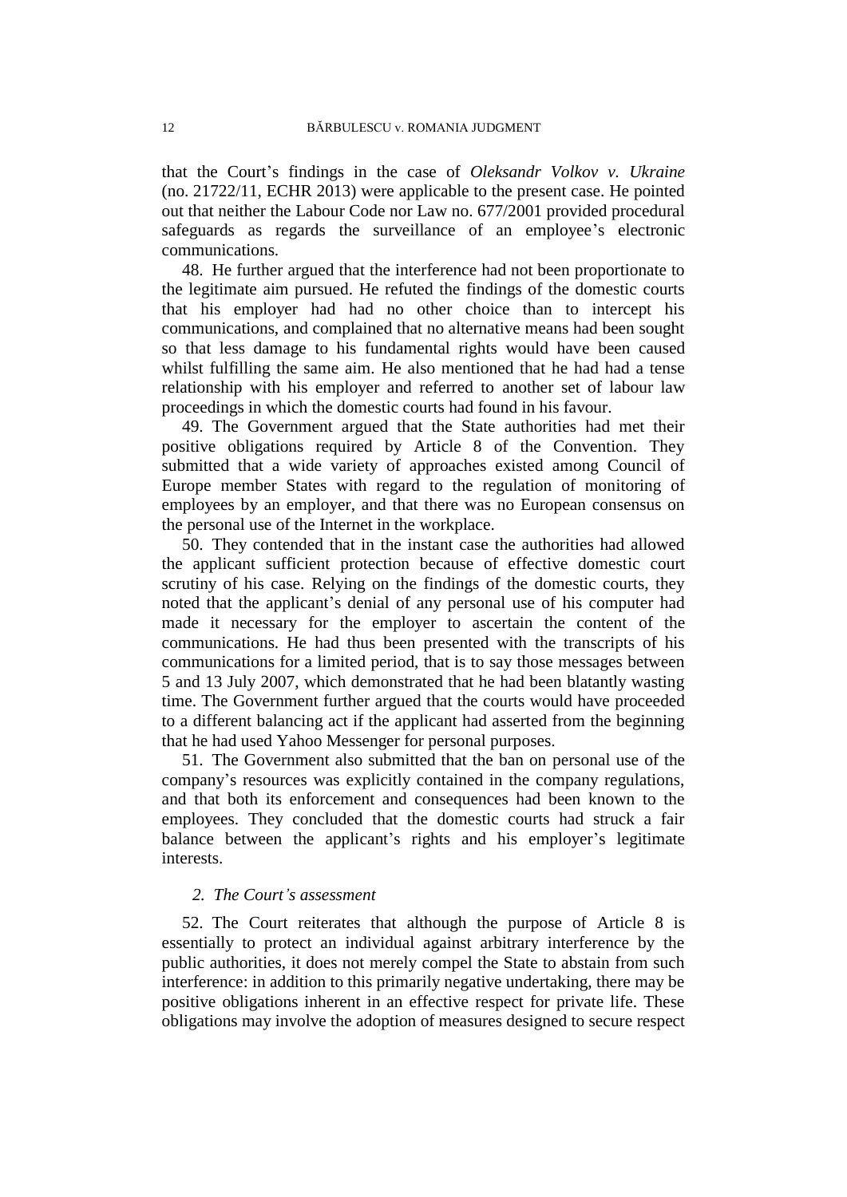that the Court's findings in the case of *Oleksandr Volkov v. Ukraine* (no. 21722/11, ECHR 2013) were applicable to the present case. He pointed out that neither the Labour Code nor Law no. 677/2001 provided procedural safeguards as regards the surveillance of an employee's electronic communications.

48. He further argued that the interference had not been proportionate to the legitimate aim pursued. He refuted the findings of the domestic courts that his employer had had no other choice than to intercept his communications, and complained that no alternative means had been sought so that less damage to his fundamental rights would have been caused whilst fulfilling the same aim. He also mentioned that he had had a tense relationship with his employer and referred to another set of labour law proceedings in which the domestic courts had found in his favour.

49. The Government argued that the State authorities had met their positive obligations required by Article 8 of the Convention. They submitted that a wide variety of approaches existed among Council of Europe member States with regard to the regulation of monitoring of employees by an employer, and that there was no European consensus on the personal use of the Internet in the workplace.

50. They contended that in the instant case the authorities had allowed the applicant sufficient protection because of effective domestic court scrutiny of his case. Relying on the findings of the domestic courts, they noted that the applicant's denial of any personal use of his computer had made it necessary for the employer to ascertain the content of the communications. He had thus been presented with the transcripts of his communications for a limited period, that is to say those messages between 5 and 13 July 2007, which demonstrated that he had been blatantly wasting time. The Government further argued that the courts would have proceeded to a different balancing act if the applicant had asserted from the beginning that he had used Yahoo Messenger for personal purposes.

51. The Government also submitted that the ban on personal use of the company's resources was explicitly contained in the company regulations, and that both its enforcement and consequences had been known to the employees. They concluded that the domestic courts had struck a fair balance between the applicant's rights and his employer's legitimate interests.

### *2. The Court's assessment*

52. The Court reiterates that although the purpose of Article 8 is essentially to protect an individual against arbitrary interference by the public authorities, it does not merely compel the State to abstain from such interference: in addition to this primarily negative undertaking, there may be positive obligations inherent in an effective respect for private life. These obligations may involve the adoption of measures designed to secure respect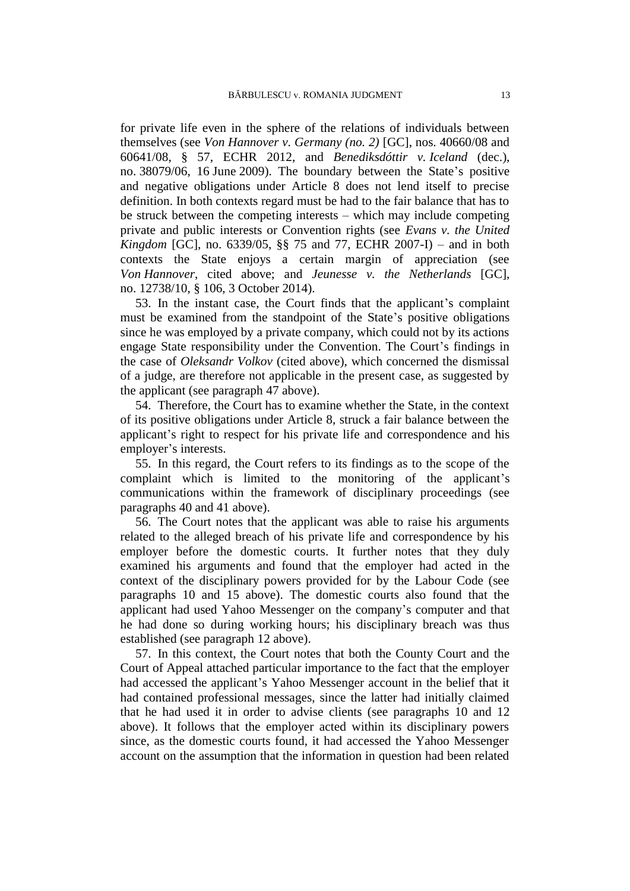for private life even in the sphere of the relations of individuals between themselves (see *Von Hannover v. Germany (no. 2)* [GC], nos. 40660/08 and 60641/08, § 57, ECHR 2012, and *Benediksdóttir v. Iceland* (dec.), no. 38079/06, 16 June 2009). The boundary between the State's positive and negative obligations under Article 8 does not lend itself to precise definition. In both contexts regard must be had to the fair balance that has to be struck between the competing interests – which may include competing private and public interests or Convention rights (see *Evans v. the United Kingdom* [GC], no. 6339/05, §§ 75 and 77, ECHR 2007-I) – and in both contexts the State enjoys a certain margin of appreciation (see *Von Hannover*, cited above; and *Jeunesse v. the Netherlands* [GC], no. 12738/10, § 106, 3 October 2014).

53. In the instant case, the Court finds that the applicant's complaint must be examined from the standpoint of the State's positive obligations since he was employed by a private company, which could not by its actions engage State responsibility under the Convention. The Court's findings in the case of *Oleksandr Volkov* (cited above), which concerned the dismissal of a judge, are therefore not applicable in the present case, as suggested by the applicant (see paragraph 47 above).

54. Therefore, the Court has to examine whether the State, in the context of its positive obligations under Article 8, struck a fair balance between the applicant's right to respect for his private life and correspondence and his employer's interests.

55. In this regard, the Court refers to its findings as to the scope of the complaint which is limited to the monitoring of the applicant's communications within the framework of disciplinary proceedings (see paragraphs 40 and 41 above).

56. The Court notes that the applicant was able to raise his arguments related to the alleged breach of his private life and correspondence by his employer before the domestic courts. It further notes that they duly examined his arguments and found that the employer had acted in the context of the disciplinary powers provided for by the Labour Code (see paragraphs 10 and 15 above). The domestic courts also found that the applicant had used Yahoo Messenger on the company's computer and that he had done so during working hours; his disciplinary breach was thus established (see paragraph 12 above).

57. In this context, the Court notes that both the County Court and the Court of Appeal attached particular importance to the fact that the employer had accessed the applicant's Yahoo Messenger account in the belief that it had contained professional messages, since the latter had initially claimed that he had used it in order to advise clients (see paragraphs 10 and 12 above). It follows that the employer acted within its disciplinary powers since, as the domestic courts found, it had accessed the Yahoo Messenger account on the assumption that the information in question had been related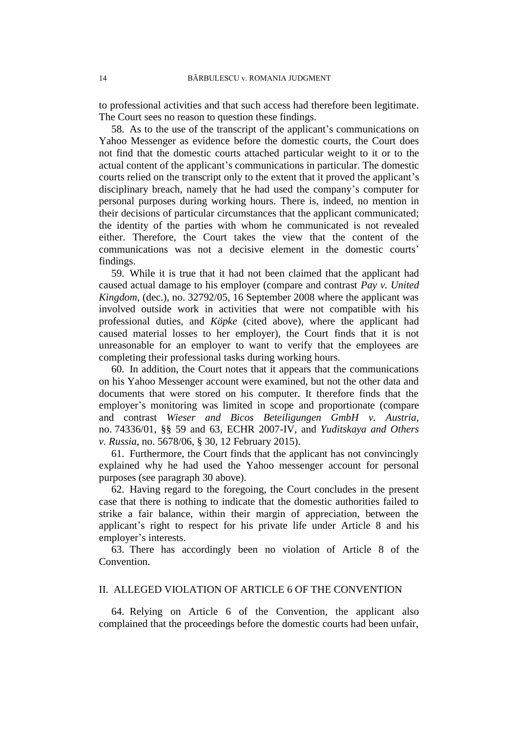to professional activities and that such access had therefore been legitimate. The Court sees no reason to question these findings.

58. As to the use of the transcript of the applicant's communications on Yahoo Messenger as evidence before the domestic courts, the Court does not find that the domestic courts attached particular weight to it or to the actual content of the applicant's communications in particular. The domestic courts relied on the transcript only to the extent that it proved the applicant's disciplinary breach, namely that he had used the company's computer for personal purposes during working hours. There is, indeed, no mention in their decisions of particular circumstances that the applicant communicated; the identity of the parties with whom he communicated is not revealed either. Therefore, the Court takes the view that the content of the communications was not a decisive element in the domestic courts' findings.

59. While it is true that it had not been claimed that the applicant had caused actual damage to his employer (compare and contrast *Pay v. United Kingdom*, (dec.), no. 32792/05, 16 September 2008 where the applicant was involved outside work in activities that were not compatible with his professional duties, and *Köpke* (cited above), where the applicant had caused material losses to her employer), the Court finds that it is not unreasonable for an employer to want to verify that the employees are completing their professional tasks during working hours.

60. In addition, the Court notes that it appears that the communications on his Yahoo Messenger account were examined, but not the other data and documents that were stored on his computer. It therefore finds that the employer's monitoring was limited in scope and proportionate (compare and contrast *Wieser and Bicos Beteiligungen GmbH v. Austria*, no. 74336/01, §§ 59 and 63, ECHR 2007-IV, and *Yuditskaya and Others v. Russia*, no. 5678/06, § 30, 12 February 2015).

61. Furthermore, the Court finds that the applicant has not convincingly explained why he had used the Yahoo messenger account for personal purposes (see paragraph 30 above).

62. Having regard to the foregoing, the Court concludes in the present case that there is nothing to indicate that the domestic authorities failed to strike a fair balance, within their margin of appreciation, between the applicant's right to respect for his private life under Article 8 and his employer's interests.

63. There has accordingly been no violation of Article 8 of the Convention.

## II. ALLEGED VIOLATION OF ARTICLE 6 OF THE CONVENTION

64. Relying on Article 6 of the Convention, the applicant also complained that the proceedings before the domestic courts had been unfair,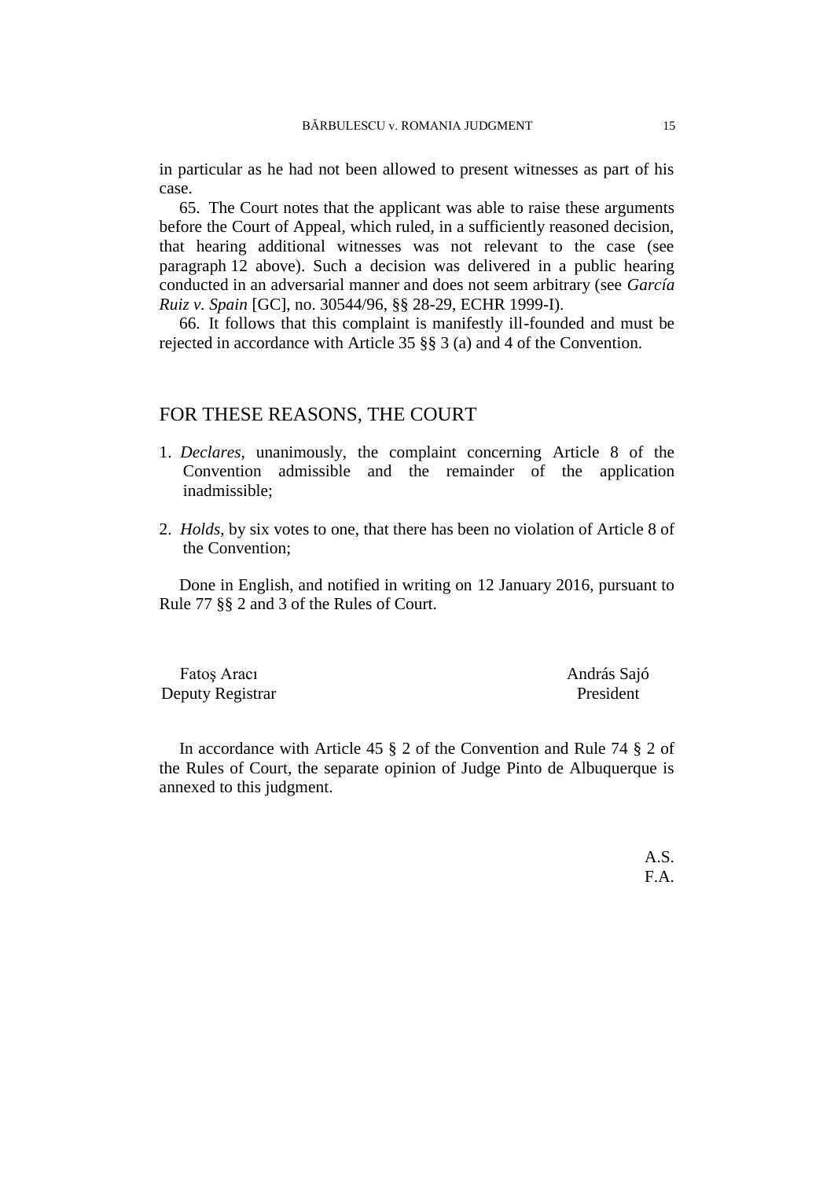in particular as he had not been allowed to present witnesses as part of his case.

65. The Court notes that the applicant was able to raise these arguments before the Court of Appeal, which ruled, in a sufficiently reasoned decision, that hearing additional witnesses was not relevant to the case (see paragraph 12 above). Such a decision was delivered in a public hearing conducted in an adversarial manner and does not seem arbitrary (see *García Ruiz v. Spain* [GC], no. 30544/96, §§ 28-29, ECHR 1999-I).

66. It follows that this complaint is manifestly ill-founded and must be rejected in accordance with Article 35 §§ 3 (a) and 4 of the Convention.

## FOR THESE REASONS, THE COURT

1. *Declares*, unanimously, the complaint concerning Article 8 of the Convention admissible and the remainder of the application inadmissible;

2. *Holds*, by six votes to one, that there has been no violation of Article 8 of the Convention;

Done in English, and notified in writing on 12 January 2016, pursuant to Rule 77 §§ 2 and 3 of the Rules of Court.

Fatoş Aracı
Deputy Registrar

András Sajó
President

In accordance with Article 45 § 2 of the Convention and Rule 74 § 2 of the Rules of Court, the separate opinion of Judge Pinto de Albuquerque is annexed to this judgment.

A.S.
F.A.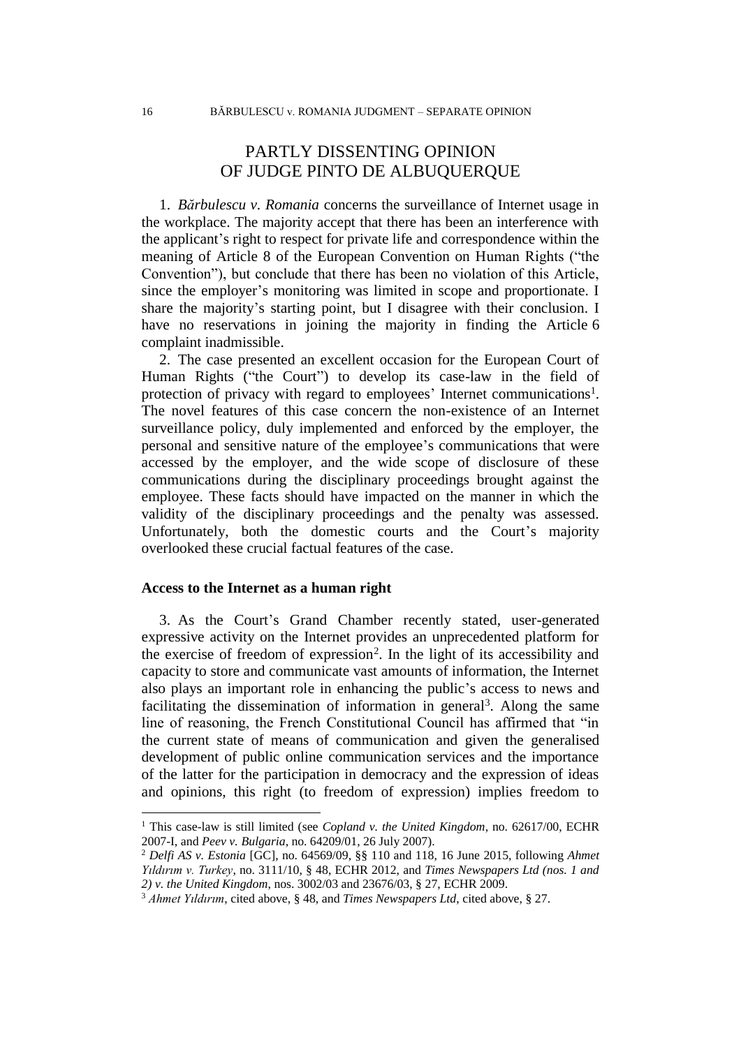# PARTLY DISSENTING OPINION OF JUDGE PINTO DE ALBUQUERQUE

1. *Bărbulescu v. Romania* concerns the surveillance of Internet usage in the workplace. The majority accept that there has been an interference with the applicant's right to respect for private life and correspondence within the meaning of Article 8 of the European Convention on Human Rights ("the Convention"), but conclude that there has been no violation of this Article, since the employer's monitoring was limited in scope and proportionate. I share the majority's starting point, but I disagree with their conclusion. I have no reservations in joining the majority in finding the Article 6 complaint inadmissible.

2. The case presented an excellent occasion for the European Court of Human Rights ("the Court") to develop its case-law in the field of protection of privacy with regard to employees' Internet communications[1]. The novel features of this case concern the non-existence of an Internet surveillance policy, duly implemented and enforced by the employer, the personal and sensitive nature of the employee's communications that were accessed by the employer, and the wide scope of disclosure of these communications during the disciplinary proceedings brought against the employee. These facts should have impacted on the manner in which the validity of the disciplinary proceedings and the penalty was assessed. Unfortunately, both the domestic courts and the Court's majority overlooked these crucial factual features of the case.

**Access to the Internet as a human right**

3. As the Court's Grand Chamber recently stated, user-generated expressive activity on the Internet provides an unprecedented platform for the exercise of freedom of expression[2]. In the light of its accessibility and capacity to store and communicate vast amounts of information, the Internet also plays an important role in enhancing the public's access to news and facilitating the dissemination of information in general[3]. Along the same line of reasoning, the French Constitutional Council has affirmed that "in the current state of means of communication and given the generalised development of public online communication services and the importance of the latter for the participation in democracy and the expression of ideas and opinions, this right (to freedom of expression) implies freedom to

---

[1] This case-law is still limited (see *Copland v. the United Kingdom*, no. 62617/00, ECHR 2007-I, and *Peev v. Bulgaria*, no. 64209/01, 26 July 2007).

[2] *Delfi AS v. Estonia* [GC], no. 64569/09, §§ 110 and 118, 16 June 2015, following *Ahmet Yıldırım v. Turkey*, no. 3111/10, § 48, ECHR 2012, and *Times Newspapers Ltd (nos. 1 and 2) v. the United Kingdom*, nos. 3002/03 and 23676/03, § 27, ECHR 2009.

[3] *Ahmet Yıldırım*, cited above, § 48, and *Times Newspapers Ltd*, cited above, § 27.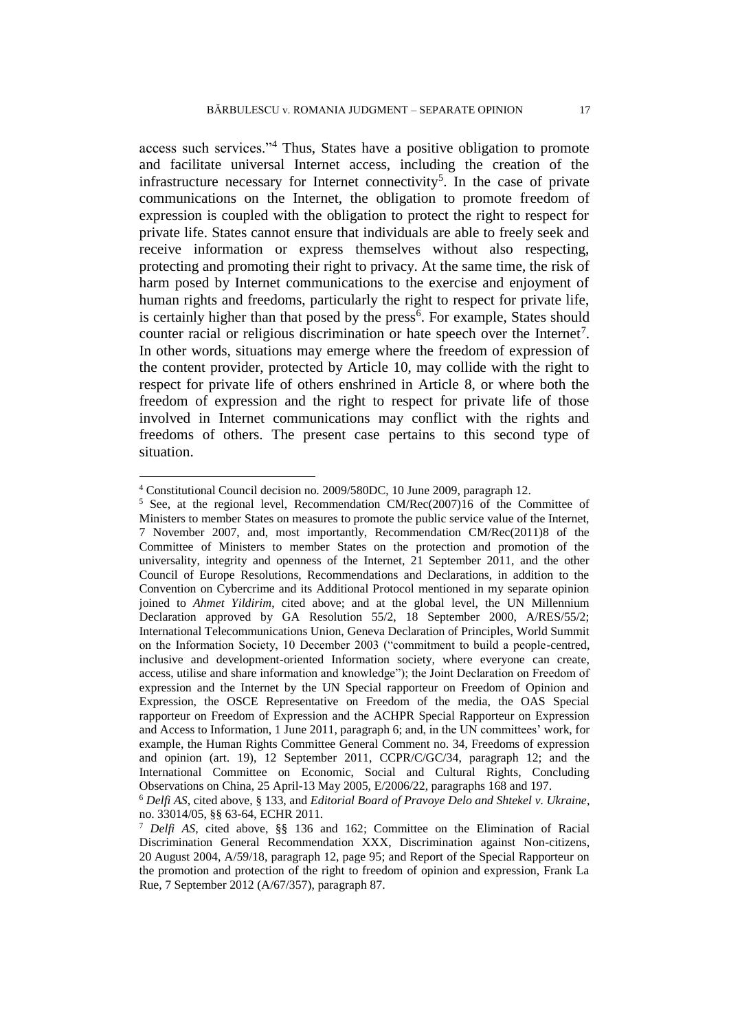access such services."[4] Thus, States have a positive obligation to promote and facilitate universal Internet access, including the creation of the infrastructure necessary for Internet connectivity[5]. In the case of private communications on the Internet, the obligation to promote freedom of expression is coupled with the obligation to protect the right to respect for private life. States cannot ensure that individuals are able to freely seek and receive information or express themselves without also respecting, protecting and promoting their right to privacy. At the same time, the risk of harm posed by Internet communications to the exercise and enjoyment of human rights and freedoms, particularly the right to respect for private life, is certainly higher than that posed by the press[6]. For example, States should counter racial or religious discrimination or hate speech over the Internet[7]. In other words, situations may emerge where the freedom of expression of the content provider, protected by Article 10, may collide with the right to respect for private life of others enshrined in Article 8, or where both the freedom of expression and the right to respect for private life of those involved in Internet communications may conflict with the rights and freedoms of others. The present case pertains to this second type of situation.

---

[4] Constitutional Council decision no. 2009/580DC, 10 June 2009, paragraph 12.

[5] See, at the regional level, Recommendation CM/Rec(2007)16 of the Committee of Ministers to member States on measures to promote the public service value of the Internet, 7 November 2007, and, most importantly, Recommendation CM/Rec(2011)8 of the Committee of Ministers to member States on the protection and promotion of the universality, integrity and openness of the Internet, 21 September 2011, and the other Council of Europe Resolutions, Recommendations and Declarations, in addition to the Convention on Cybercrime and its Additional Protocol mentioned in my separate opinion joined to *Ahmet Yildirim*, cited above; and at the global level, the UN Millennium Declaration approved by GA Resolution 55/2, 18 September 2000, A/RES/55/2; International Telecommunications Union, Geneva Declaration of Principles, World Summit on the Information Society, 10 December 2003 ("commitment to build a people-centred, inclusive and development-oriented Information society, where everyone can create, access, utilise and share information and knowledge"); the Joint Declaration on Freedom of expression and the Internet by the UN Special rapporteur on Freedom of Opinion and Expression, the OSCE Representative on Freedom of the media, the OAS Special rapporteur on Freedom of Expression and the ACHPR Special Rapporteur on Expression and Access to Information, 1 June 2011, paragraph 6; and, in the UN committees' work, for example, the Human Rights Committee General Comment no. 34, Freedoms of expression and opinion (art. 19), 12 September 2011, CCPR/C/GC/34, paragraph 12; and the International Committee on Economic, Social and Cultural Rights, Concluding Observations on China, 25 April-13 May 2005, E/2006/22, paragraphs 168 and 197.

[6] *Delfi AS*, cited above, § 133, and *Editorial Board of Pravoye Delo and Shtekel v. Ukraine*, no. 33014/05, §§ 63-64, ECHR 2011.

[7] *Delfi AS*, cited above, §§ 136 and 162; Committee on the Elimination of Racial Discrimination General Recommendation XXX, Discrimination against Non-citizens, 20 August 2004, A/59/18, paragraph 12, page 95; and Report of the Special Rapporteur on the promotion and protection of the right to freedom of opinion and expression, Frank La Rue, 7 September 2012 (A/67/357), paragraph 87.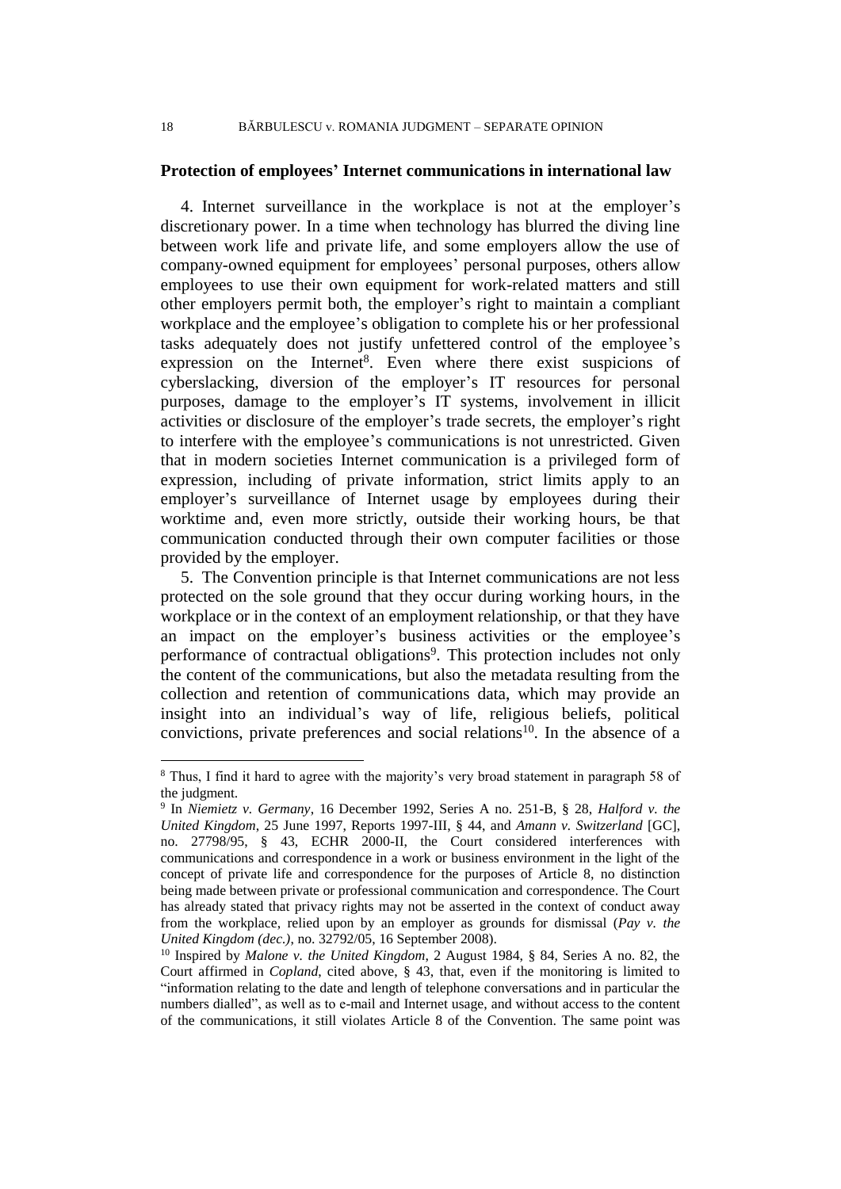**Protection of employees' Internet communications in international law**

4. Internet surveillance in the workplace is not at the employer's discretionary power. In a time when technology has blurred the diving line between work life and private life, and some employers allow the use of company-owned equipment for employees' personal purposes, others allow employees to use their own equipment for work-related matters and still other employers permit both, the employer's right to maintain a compliant workplace and the employee's obligation to complete his or her professional tasks adequately does not justify unfettered control of the employee's expression on the Internet[8]. Even where there exist suspicions of cyberslacking, diversion of the employer's IT resources for personal purposes, damage to the employer's IT systems, involvement in illicit activities or disclosure of the employer's trade secrets, the employer's right to interfere with the employee's communications is not unrestricted. Given that in modern societies Internet communication is a privileged form of expression, including of private information, strict limits apply to an employer's surveillance of Internet usage by employees during their worktime and, even more strictly, outside their working hours, be that communication conducted through their own computer facilities or those provided by the employer.

5. The Convention principle is that Internet communications are not less protected on the sole ground that they occur during working hours, in the workplace or in the context of an employment relationship, or that they have an impact on the employer's business activities or the employee's performance of contractual obligations[9]. This protection includes not only the content of the communications, but also the metadata resulting from the collection and retention of communications data, which may provide an insight into an individual's way of life, religious beliefs, political convictions, private preferences and social relations[10]. In the absence of a

---

[8] Thus, I find it hard to agree with the majority's very broad statement in paragraph 58 of the judgment.

[9] In *Niemietz v. Germany*, 16 December 1992, Series A no. 251-B, § 28, *Halford v. the United Kingdom*, 25 June 1997, Reports 1997-III, § 44, and *Amann v. Switzerland* [GC], no. 27798/95, § 43, ECHR 2000-II, the Court considered interferences with communications and correspondence in a work or business environment in the light of the concept of private life and correspondence for the purposes of Article 8, no distinction being made between private or professional communication and correspondence. The Court has already stated that privacy rights may not be asserted in the context of conduct away from the workplace, relied upon by an employer as grounds for dismissal (*Pay v. the United Kingdom (dec.)*, no. 32792/05, 16 September 2008).

[10] Inspired by *Malone v. the United Kingdom*, 2 August 1984, § 84, Series A no. 82, the Court affirmed in *Copland*, cited above, § 43, that, even if the monitoring is limited to "information relating to the date and length of telephone conversations and in particular the numbers dialled", as well as to e-mail and Internet usage, and without access to the content of the communications, it still violates Article 8 of the Convention. The same point was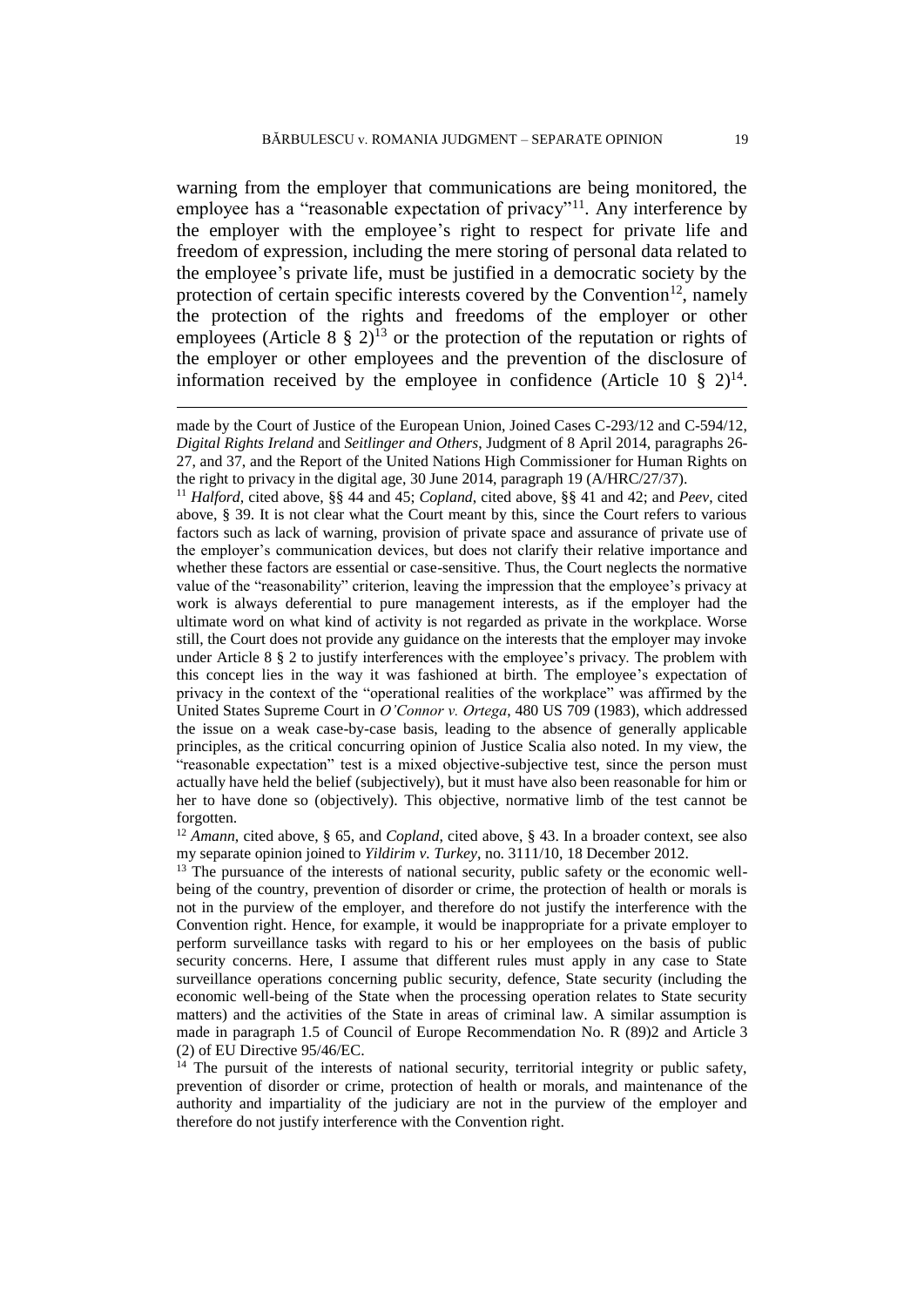warning from the employer that communications are being monitored, the employee has a "reasonable expectation of privacy"[11]. Any interference by the employer with the employee's right to respect for private life and freedom of expression, including the mere storing of personal data related to the employee's private life, must be justified in a democratic society by the protection of certain specific interests covered by the Convention[12], namely the protection of the rights and freedoms of the employer or other employees (Article 8 § 2)[13] or the protection of the reputation or rights of the employer or other employees and the prevention of the disclosure of information received by the employee in confidence (Article 10 § 2)[14].

---

made by the Court of Justice of the European Union, Joined Cases C-293/12 and C-594/12, *Digital Rights Ireland* and *Seitlinger and Others*, Judgment of 8 April 2014, paragraphs 26-27, and 37, and the Report of the United Nations High Commissioner for Human Rights on the right to privacy in the digital age, 30 June 2014, paragraph 19 (A/HRC/27/37).

[11] *Halford*, cited above, §§ 44 and 45; *Copland*, cited above, §§ 41 and 42; and *Peev*, cited above, § 39. It is not clear what the Court meant by this, since the Court refers to various factors such as lack of warning, provision of private space and assurance of private use of the employer's communication devices, but does not clarify their relative importance and whether these factors are essential or case-sensitive. Thus, the Court neglects the normative value of the "reasonability" criterion, leaving the impression that the employee's privacy at work is always deferential to pure management interests, as if the employer had the ultimate word on what kind of activity is not regarded as private in the workplace. Worse still, the Court does not provide any guidance on the interests that the employer may invoke under Article 8 § 2 to justify interferences with the employee's privacy. The problem with this concept lies in the way it was fashioned at birth. The employee's expectation of privacy in the context of the "operational realities of the workplace" was affirmed by the United States Supreme Court in *O'Connor v. Ortega*, 480 US 709 (1983), which addressed the issue on a weak case-by-case basis, leading to the absence of generally applicable principles, as the critical concurring opinion of Justice Scalia also noted. In my view, the "reasonable expectation" test is a mixed objective-subjective test, since the person must actually have held the belief (subjectively), but it must have also been reasonable for him or her to have done so (objectively). This objective, normative limb of the test cannot be forgotten.

[12] *Amann*, cited above, § 65, and *Copland*, cited above, § 43. In a broader context, see also my separate opinion joined to *Yildirim v. Turkey*, no. 3111/10, 18 December 2012.

[13] The pursuance of the interests of national security, public safety or the economic well-being of the country, prevention of disorder or crime, the protection of health or morals is not in the purview of the employer, and therefore do not justify the interference with the Convention right. Hence, for example, it would be inappropriate for a private employer to perform surveillance tasks with regard to his or her employees on the basis of public security concerns. Here, I assume that different rules must apply in any case to State surveillance operations concerning public security, defence, State security (including the economic well-being of the State when the processing operation relates to State security matters) and the activities of the State in areas of criminal law. A similar assumption is made in paragraph 1.5 of Council of Europe Recommendation No. R (89)2 and Article 3 (2) of EU Directive 95/46/EC.

[14] The pursuit of the interests of national security, territorial integrity or public safety, prevention of disorder or crime, protection of health or morals, and maintenance of the authority and impartiality of the judiciary are not in the purview of the employer and therefore do not justify interference with the Convention right.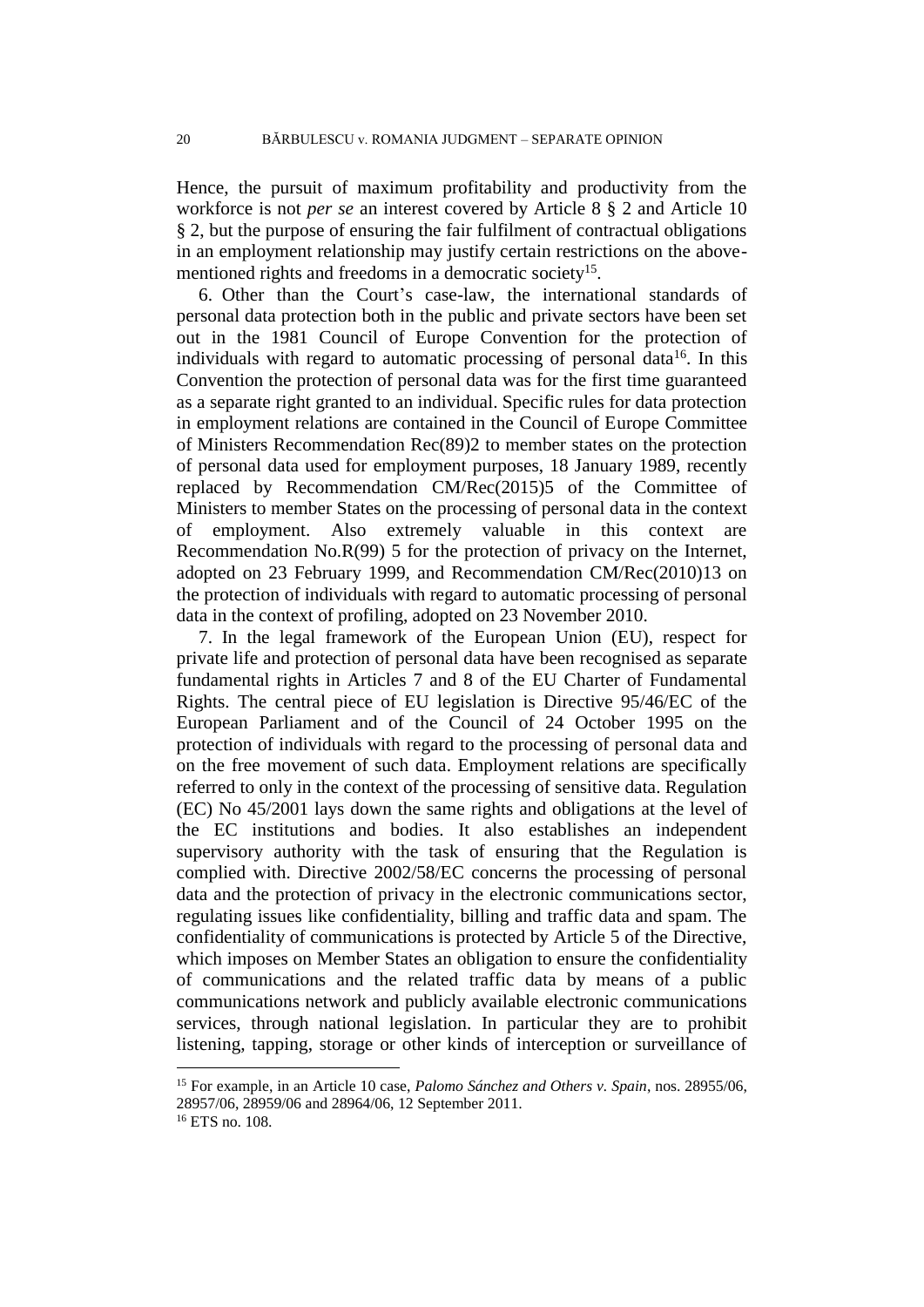Hence, the pursuit of maximum profitability and productivity from the workforce is not *per se* an interest covered by Article 8 § 2 and Article 10 § 2, but the purpose of ensuring the fair fulfilment of contractual obligations in an employment relationship may justify certain restrictions on the above-mentioned rights and freedoms in a democratic society[15].

6. Other than the Court's case-law, the international standards of personal data protection both in the public and private sectors have been set out in the 1981 Council of Europe Convention for the protection of individuals with regard to automatic processing of personal data[16]. In this Convention the protection of personal data was for the first time guaranteed as a separate right granted to an individual. Specific rules for data protection in employment relations are contained in the Council of Europe Committee of Ministers Recommendation Rec(89)2 to member states on the protection of personal data used for employment purposes, 18 January 1989, recently replaced by Recommendation CM/Rec(2015)5 of the Committee of Ministers to member States on the processing of personal data in the context of employment. Also extremely valuable in this context are Recommendation No.R(99) 5 for the protection of privacy on the Internet, adopted on 23 February 1999, and Recommendation CM/Rec(2010)13 on the protection of individuals with regard to automatic processing of personal data in the context of profiling, adopted on 23 November 2010.

7. In the legal framework of the European Union (EU), respect for private life and protection of personal data have been recognised as separate fundamental rights in Articles 7 and 8 of the EU Charter of Fundamental Rights. The central piece of EU legislation is Directive 95/46/EC of the European Parliament and of the Council of 24 October 1995 on the protection of individuals with regard to the processing of personal data and on the free movement of such data. Employment relations are specifically referred to only in the context of the processing of sensitive data. Regulation (EC) No 45/2001 lays down the same rights and obligations at the level of the EC institutions and bodies. It also establishes an independent supervisory authority with the task of ensuring that the Regulation is complied with. Directive 2002/58/EC concerns the processing of personal data and the protection of privacy in the electronic communications sector, regulating issues like confidentiality, billing and traffic data and spam. The confidentiality of communications is protected by Article 5 of the Directive, which imposes on Member States an obligation to ensure the confidentiality of communications and the related traffic data by means of a public communications network and publicly available electronic communications services, through national legislation. In particular they are to prohibit listening, tapping, storage or other kinds of interception or surveillance of

---

[15] For example, in an Article 10 case, *Palomo Sánchez and Others v. Spain*, nos. 28955/06, 28957/06, 28959/06 and 28964/06, 12 September 2011.

[16] ETS no. 108.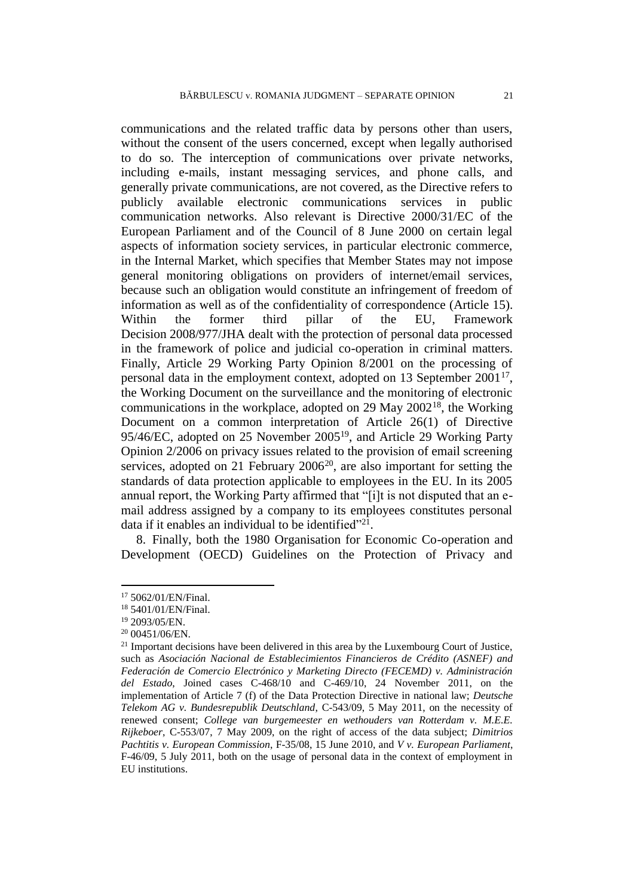communications and the related traffic data by persons other than users, without the consent of the users concerned, except when legally authorised to do so. The interception of communications over private networks, including e-mails, instant messaging services, and phone calls, and generally private communications, are not covered, as the Directive refers to publicly available electronic communications services in public communication networks. Also relevant is Directive 2000/31/EC of the European Parliament and of the Council of 8 June 2000 on certain legal aspects of information society services, in particular electronic commerce, in the Internal Market, which specifies that Member States may not impose general monitoring obligations on providers of internet/email services, because such an obligation would constitute an infringement of freedom of information as well as of the confidentiality of correspondence (Article 15). Within the former third pillar of the EU, Framework Decision 2008/977/JHA dealt with the protection of personal data processed in the framework of police and judicial co-operation in criminal matters. Finally, Article 29 Working Party Opinion 8/2001 on the processing of personal data in the employment context, adopted on 13 September 2001[17], the Working Document on the surveillance and the monitoring of electronic communications in the workplace, adopted on 29 May 2002[18], the Working Document on a common interpretation of Article 26(1) of Directive 95/46/EC, adopted on 25 November 2005[19], and Article 29 Working Party Opinion 2/2006 on privacy issues related to the provision of email screening services, adopted on 21 February 2006[20], are also important for setting the standards of data protection applicable to employees in the EU. In its 2005 annual report, the Working Party affirmed that "[i]t is not disputed that an e-mail address assigned by a company to its employees constitutes personal data if it enables an individual to be identified"[21].

8. Finally, both the 1980 Organisation for Economic Co-operation and Development (OECD) Guidelines on the Protection of Privacy and

---

[17] 5062/01/EN/Final.

[18] 5401/01/EN/Final.

[19] 2093/05/EN.

[20] 00451/06/EN.

[21] Important decisions have been delivered in this area by the Luxembourg Court of Justice, such as *Asociación Nacional de Establecimientos Financieros de Crédito (ASNEF) and Federación de Comercio Electrónico y Marketing Directo (FECEMD) v. Administración del Estado*, Joined cases C-468/10 and C-469/10, 24 November 2011, on the implementation of Article 7 (f) of the Data Protection Directive in national law; *Deutsche Telekom AG v. Bundesrepublik Deutschland*, C-543/09, 5 May 2011, on the necessity of renewed consent; *College van burgemeester en wethouders van Rotterdam v. M.E.E. Rijkeboer*, C-553/07, 7 May 2009, on the right of access of the data subject; *Dimitrios Pachtitis v. European Commission*, F-35/08, 15 June 2010, and *V v. European Parliament*, F-46/09, 5 July 2011, both on the usage of personal data in the context of employment in EU institutions.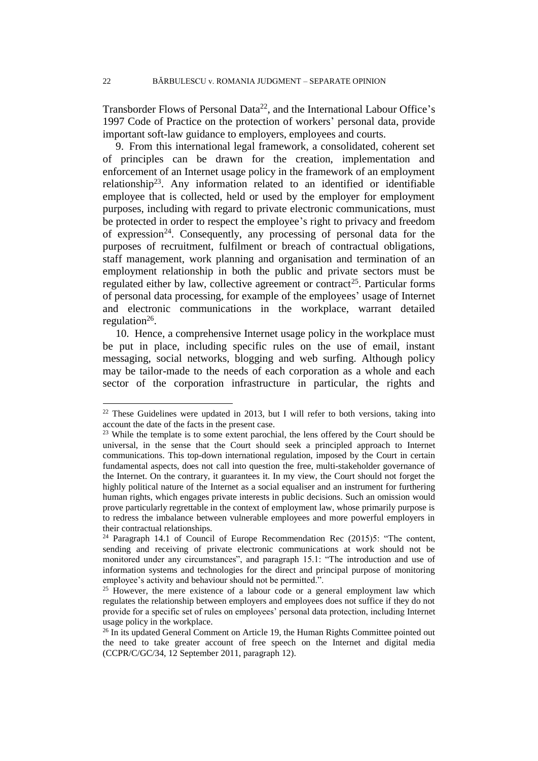Transborder Flows of Personal Data[22], and the International Labour Office's 1997 Code of Practice on the protection of workers' personal data, provide important soft-law guidance to employers, employees and courts.

9. From this international legal framework, a consolidated, coherent set of principles can be drawn for the creation, implementation and enforcement of an Internet usage policy in the framework of an employment relationship[23]. Any information related to an identified or identifiable employee that is collected, held or used by the employer for employment purposes, including with regard to private electronic communications, must be protected in order to respect the employee's right to privacy and freedom of expression[24]. Consequently, any processing of personal data for the purposes of recruitment, fulfilment or breach of contractual obligations, staff management, work planning and organisation and termination of an employment relationship in both the public and private sectors must be regulated either by law, collective agreement or contract[25]. Particular forms of personal data processing, for example of the employees' usage of Internet and electronic communications in the workplace, warrant detailed regulation[26].

10. Hence, a comprehensive Internet usage policy in the workplace must be put in place, including specific rules on the use of email, instant messaging, social networks, blogging and web surfing. Although policy may be tailor-made to the needs of each corporation as a whole and each sector of the corporation infrastructure in particular, the rights and

---

[22] These Guidelines were updated in 2013, but I will refer to both versions, taking into account the date of the facts in the present case.

[23] While the template is to some extent parochial, the lens offered by the Court should be universal, in the sense that the Court should seek a principled approach to Internet communications. This top-down international regulation, imposed by the Court in certain fundamental aspects, does not call into question the free, multi-stakeholder governance of the Internet. On the contrary, it guarantees it. In my view, the Court should not forget the highly political nature of the Internet as a social equaliser and an instrument for furthering human rights, which engages private interests in public decisions. Such an omission would prove particularly regrettable in the context of employment law, whose primarily purpose is to redress the imbalance between vulnerable employees and more powerful employers in their contractual relationships.

[24] Paragraph 14.1 of Council of Europe Recommendation Rec (2015)5: "The content, sending and receiving of private electronic communications at work should not be monitored under any circumstances", and paragraph 15.1: "The introduction and use of information systems and technologies for the direct and principal purpose of monitoring employee's activity and behaviour should not be permitted.".

[25] However, the mere existence of a labour code or a general employment law which regulates the relationship between employers and employees does not suffice if they do not provide for a specific set of rules on employees' personal data protection, including Internet usage policy in the workplace.

[26] In its updated General Comment on Article 19, the Human Rights Committee pointed out the need to take greater account of free speech on the Internet and digital media (CCPR/C/GC/34, 12 September 2011, paragraph 12).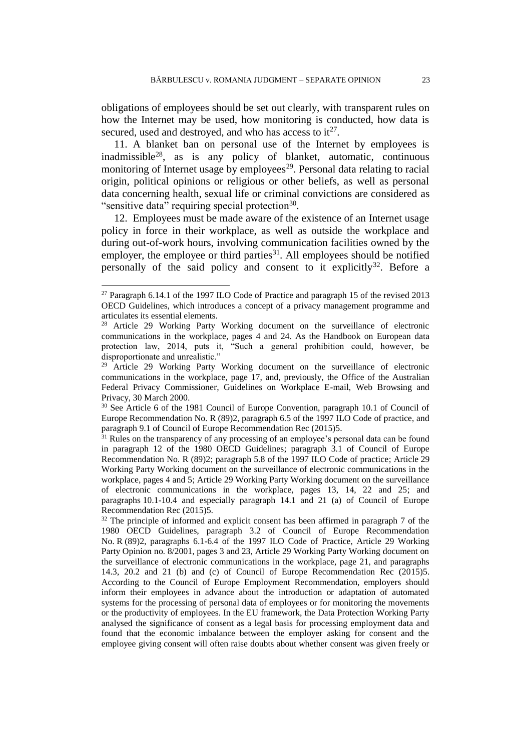obligations of employees should be set out clearly, with transparent rules on how the Internet may be used, how monitoring is conducted, how data is secured, used and destroyed, and who has access to it[27].

11. A blanket ban on personal use of the Internet by employees is inadmissible[28], as is any policy of blanket, automatic, continuous monitoring of Internet usage by employees[29]. Personal data relating to racial origin, political opinions or religious or other beliefs, as well as personal data concerning health, sexual life or criminal convictions are considered as "sensitive data" requiring special protection[30].

12. Employees must be made aware of the existence of an Internet usage policy in force in their workplace, as well as outside the workplace and during out-of-work hours, involving communication facilities owned by the employer, the employee or third parties[31]. All employees should be notified personally of the said policy and consent to it explicitly[32]. Before a

---

[27] Paragraph 6.14.1 of the 1997 ILO Code of Practice and paragraph 15 of the revised 2013 OECD Guidelines, which introduces a concept of a privacy management programme and articulates its essential elements.

[28] Article 29 Working Party Working document on the surveillance of electronic communications in the workplace, pages 4 and 24. As the Handbook on European data protection law, 2014, puts it, "Such a general prohibition could, however, be disproportionate and unrealistic."

[29] Article 29 Working Party Working document on the surveillance of electronic communications in the workplace, page 17, and, previously, the Office of the Australian Federal Privacy Commissioner, Guidelines on Workplace E-mail, Web Browsing and Privacy, 30 March 2000.

[30] See Article 6 of the 1981 Council of Europe Convention, paragraph 10.1 of Council of Europe Recommendation No. R (89)2, paragraph 6.5 of the 1997 ILO Code of practice, and paragraph 9.1 of Council of Europe Recommendation Rec (2015)5.

[31] Rules on the transparency of any processing of an employee's personal data can be found in paragraph 12 of the 1980 OECD Guidelines; paragraph 3.1 of Council of Europe Recommendation No. R (89)2; paragraph 5.8 of the 1997 ILO Code of practice; Article 29 Working Party Working document on the surveillance of electronic communications in the workplace, pages 4 and 5; Article 29 Working Party Working document on the surveillance of electronic communications in the workplace, pages 13, 14, 22 and 25; and paragraphs 10.1-10.4 and especially paragraph 14.1 and 21 (a) of Council of Europe Recommendation Rec (2015)5.

[32] The principle of informed and explicit consent has been affirmed in paragraph 7 of the 1980 OECD Guidelines, paragraph 3.2 of Council of Europe Recommendation No. R (89)2, paragraphs 6.1-6.4 of the 1997 ILO Code of Practice, Article 29 Working Party Opinion no. 8/2001, pages 3 and 23, Article 29 Working Party Working document on the surveillance of electronic communications in the workplace, page 21, and paragraphs 14.3, 20.2 and 21 (b) and (c) of Council of Europe Recommendation Rec (2015)5. According to the Council of Europe Employment Recommendation, employers should inform their employees in advance about the introduction or adaptation of automated systems for the processing of personal data of employees or for monitoring the movements or the productivity of employees. In the EU framework, the Data Protection Working Party analysed the significance of consent as a legal basis for processing employment data and found that the economic imbalance between the employer asking for consent and the employee giving consent will often raise doubts about whether consent was given freely or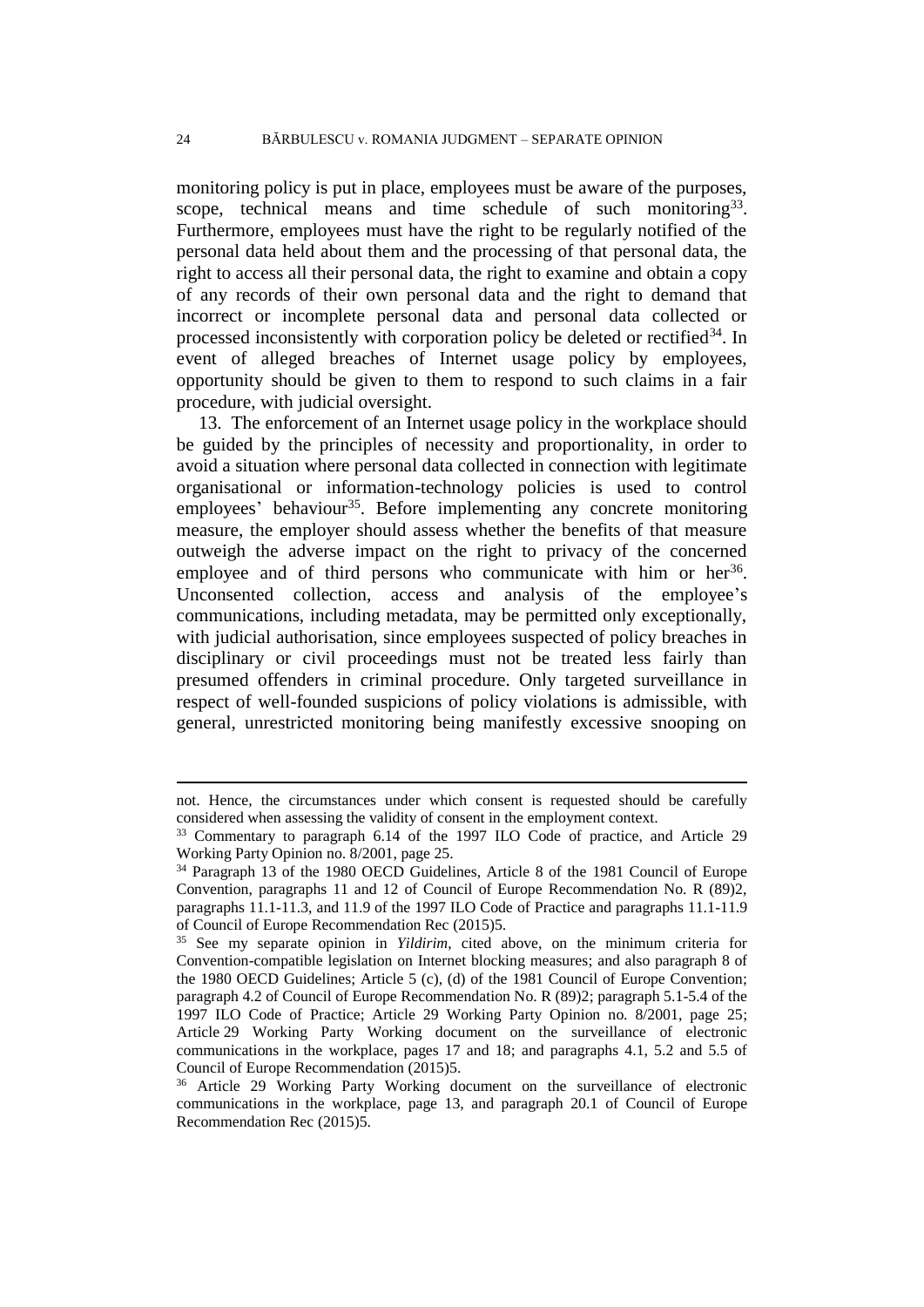monitoring policy is put in place, employees must be aware of the purposes, scope, technical means and time schedule of such monitoring[33]. Furthermore, employees must have the right to be regularly notified of the personal data held about them and the processing of that personal data, the right to access all their personal data, the right to examine and obtain a copy of any records of their own personal data and the right to demand that incorrect or incomplete personal data and personal data collected or processed inconsistently with corporation policy be deleted or rectified[34]. In event of alleged breaches of Internet usage policy by employees, opportunity should be given to them to respond to such claims in a fair procedure, with judicial oversight.

13. The enforcement of an Internet usage policy in the workplace should be guided by the principles of necessity and proportionality, in order to avoid a situation where personal data collected in connection with legitimate organisational or information-technology policies is used to control employees' behaviour[35]. Before implementing any concrete monitoring measure, the employer should assess whether the benefits of that measure outweigh the adverse impact on the right to privacy of the concerned employee and of third persons who communicate with him or her[36]. Unconsented collection, access and analysis of the employee's communications, including metadata, may be permitted only exceptionally, with judicial authorisation, since employees suspected of policy breaches in disciplinary or civil proceedings must not be treated less fairly than presumed offenders in criminal procedure. Only targeted surveillance in respect of well-founded suspicions of policy violations is admissible, with general, unrestricted monitoring being manifestly excessive snooping on

---

not. Hence, the circumstances under which consent is requested should be carefully considered when assessing the validity of consent in the employment context.

[33] Commentary to paragraph 6.14 of the 1997 ILO Code of practice, and Article 29 Working Party Opinion no. 8/2001, page 25.

[34] Paragraph 13 of the 1980 OECD Guidelines, Article 8 of the 1981 Council of Europe Convention, paragraphs 11 and 12 of Council of Europe Recommendation No. R (89)2, paragraphs 11.1-11.3, and 11.9 of the 1997 ILO Code of Practice and paragraphs 11.1-11.9 of Council of Europe Recommendation Rec (2015)5.

[35] See my separate opinion in *Yildirim*, cited above, on the minimum criteria for Convention-compatible legislation on Internet blocking measures; and also paragraph 8 of the 1980 OECD Guidelines; Article 5 (c), (d) of the 1981 Council of Europe Convention; paragraph 4.2 of Council of Europe Recommendation No. R (89)2; paragraph 5.1-5.4 of the 1997 ILO Code of Practice; Article 29 Working Party Opinion no. 8/2001, page 25; Article 29 Working Party Working document on the surveillance of electronic communications in the workplace, pages 17 and 18; and paragraphs 4.1, 5.2 and 5.5 of Council of Europe Recommendation (2015)5.

[36] Article 29 Working Party Working document on the surveillance of electronic communications in the workplace, page 13, and paragraph 20.1 of Council of Europe Recommendation Rec (2015)5.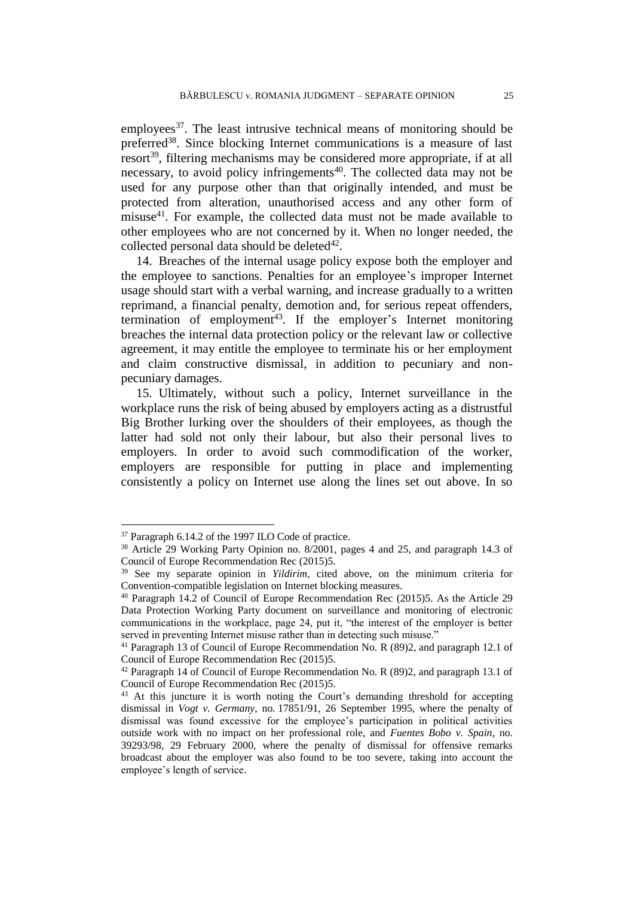employees[37]. The least intrusive technical means of monitoring should be preferred[38]. Since blocking Internet communications is a measure of last resort[39], filtering mechanisms may be considered more appropriate, if at all necessary, to avoid policy infringements[40]. The collected data may not be used for any purpose other than that originally intended, and must be protected from alteration, unauthorised access and any other form of misuse[41]. For example, the collected data must not be made available to other employees who are not concerned by it. When no longer needed, the collected personal data should be deleted[42].

14. Breaches of the internal usage policy expose both the employer and the employee to sanctions. Penalties for an employee's improper Internet usage should start with a verbal warning, and increase gradually to a written reprimand, a financial penalty, demotion and, for serious repeat offenders, termination of employment[43]. If the employer's Internet monitoring breaches the internal data protection policy or the relevant law or collective agreement, it may entitle the employee to terminate his or her employment and claim constructive dismissal, in addition to pecuniary and non-pecuniary damages.

15. Ultimately, without such a policy, Internet surveillance in the workplace runs the risk of being abused by employers acting as a distrustful Big Brother lurking over the shoulders of their employees, as though the latter had sold not only their labour, but also their personal lives to employers. In order to avoid such commodification of the worker, employers are responsible for putting in place and implementing consistently a policy on Internet use along the lines set out above. In so

---

[37] Paragraph 6.14.2 of the 1997 ILO Code of practice.

[38] Article 29 Working Party Opinion no. 8/2001, pages 4 and 25, and paragraph 14.3 of Council of Europe Recommendation Rec (2015)5.

[39] See my separate opinion in *Yildirim*, cited above, on the minimum criteria for Convention-compatible legislation on Internet blocking measures.

[40] Paragraph 14.2 of Council of Europe Recommendation Rec (2015)5. As the Article 29 Data Protection Working Party document on surveillance and monitoring of electronic communications in the workplace, page 24, put it, "the interest of the employer is better served in preventing Internet misuse rather than in detecting such misuse."

[41] Paragraph 13 of Council of Europe Recommendation No. R (89)2, and paragraph 12.1 of Council of Europe Recommendation Rec (2015)5.

[42] Paragraph 14 of Council of Europe Recommendation No. R (89)2, and paragraph 13.1 of Council of Europe Recommendation Rec (2015)5.

[43] At this juncture it is worth noting the Court's demanding threshold for accepting dismissal in *Vogt v. Germany*, no. 17851/91, 26 September 1995, where the penalty of dismissal was found excessive for the employee's participation in political activities outside work with no impact on her professional role, and *Fuentes Bobo v. Spain*, no. 39293/98, 29 February 2000, where the penalty of dismissal for offensive remarks broadcast about the employer was also found to be too severe, taking into account the employee's length of service.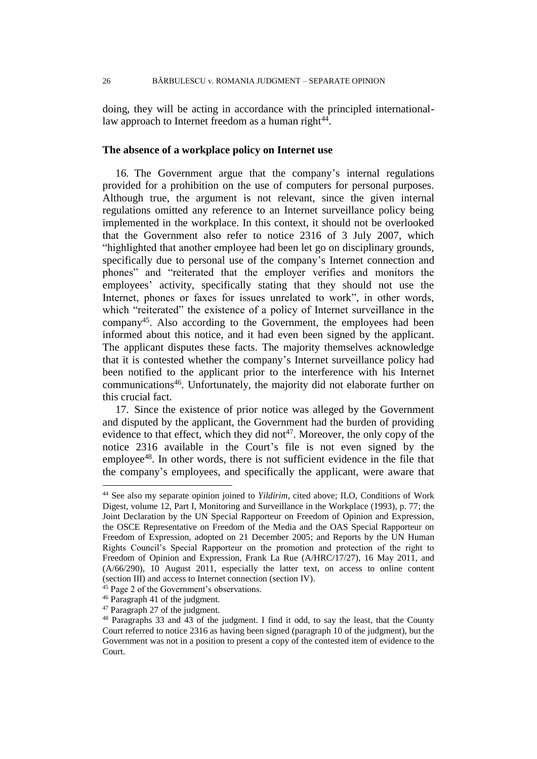doing, they will be acting in accordance with the principled international-law approach to Internet freedom as a human right[44].

### The absence of a workplace policy on Internet use

16. The Government argue that the company's internal regulations provided for a prohibition on the use of computers for personal purposes. Although true, the argument is not relevant, since the given internal regulations omitted any reference to an Internet surveillance policy being implemented in the workplace. In this context, it should not be overlooked that the Government also refer to notice 2316 of 3 July 2007, which "highlighted that another employee had been let go on disciplinary grounds, specifically due to personal use of the company's Internet connection and phones" and "reiterated that the employer verifies and monitors the employees' activity, specifically stating that they should not use the Internet, phones or faxes for issues unrelated to work", in other words, which "reiterated" the existence of a policy of Internet surveillance in the company[45]. Also according to the Government, the employees had been informed about this notice, and it had even been signed by the applicant. The applicant disputes these facts. The majority themselves acknowledge that it is contested whether the company's Internet surveillance policy had been notified to the applicant prior to the interference with his Internet communications[46]. Unfortunately, the majority did not elaborate further on this crucial fact.

17. Since the existence of prior notice was alleged by the Government and disputed by the applicant, the Government had the burden of providing evidence to that effect, which they did not[47]. Moreover, the only copy of the notice 2316 available in the Court's file is not even signed by the employee[48]. In other words, there is not sufficient evidence in the file that the company's employees, and specifically the applicant, were aware that

[44] See also my separate opinion joined to *Yildirim*, cited above; ILO, Conditions of Work Digest, volume 12, Part I, Monitoring and Surveillance in the Workplace (1993), p. 77; the Joint Declaration by the UN Special Rapporteur on Freedom of Opinion and Expression, the OSCE Representative on Freedom of the Media and the OAS Special Rapporteur on Freedom of Expression, adopted on 21 December 2005; and Reports by the UN Human Rights Council's Special Rapporteur on the promotion and protection of the right to Freedom of Opinion and Expression, Frank La Rue (A/HRC/17/27), 16 May 2011, and (A/66/290), 10 August 2011, especially the latter text, on access to online content (section III) and access to Internet connection (section IV).

[45] Page 2 of the Government's observations.

[46] Paragraph 41 of the judgment.

[47] Paragraph 27 of the judgment.

[48] Paragraphs 33 and 43 of the judgment. I find it odd, to say the least, that the County Court referred to notice 2316 as having been signed (paragraph 10 of the judgment), but the Government was not in a position to present a copy of the contested item of evidence to the Court.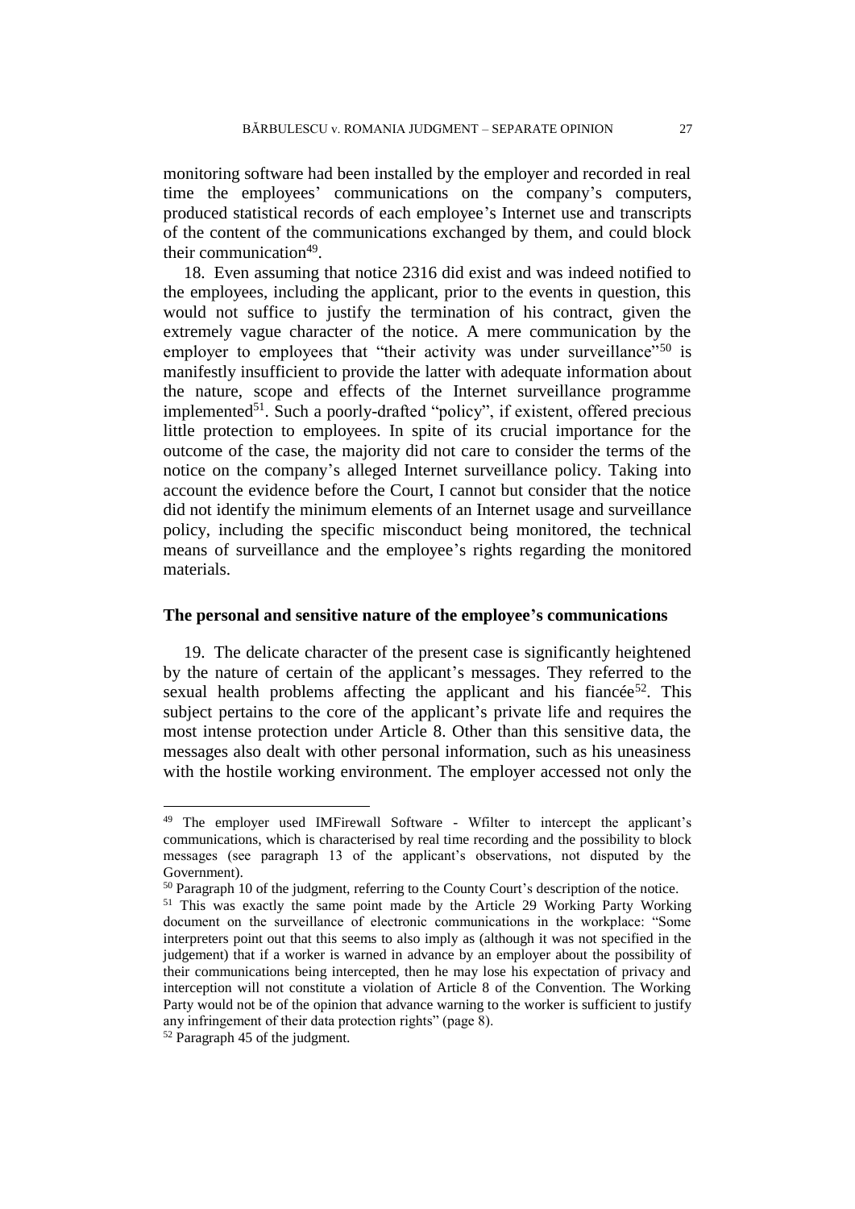monitoring software had been installed by the employer and recorded in real time the employees' communications on the company's computers, produced statistical records of each employee's Internet use and transcripts of the content of the communications exchanged by them, and could block their communication[49].

18. Even assuming that notice 2316 did exist and was indeed notified to the employees, including the applicant, prior to the events in question, this would not suffice to justify the termination of his contract, given the extremely vague character of the notice. A mere communication by the employer to employees that "their activity was under surveillance"[50] is manifestly insufficient to provide the latter with adequate information about the nature, scope and effects of the Internet surveillance programme implemented[51]. Such a poorly-drafted "policy", if existent, offered precious little protection to employees. In spite of its crucial importance for the outcome of the case, the majority did not care to consider the terms of the notice on the company's alleged Internet surveillance policy. Taking into account the evidence before the Court, I cannot but consider that the notice did not identify the minimum elements of an Internet usage and surveillance policy, including the specific misconduct being monitored, the technical means of surveillance and the employee's rights regarding the monitored materials.

### The personal and sensitive nature of the employee's communications

19. The delicate character of the present case is significantly heightened by the nature of certain of the applicant's messages. They referred to the sexual health problems affecting the applicant and his fiancée[52]. This subject pertains to the core of the applicant's private life and requires the most intense protection under Article 8. Other than this sensitive data, the messages also dealt with other personal information, such as his uneasiness with the hostile working environment. The employer accessed not only the

---

[49] The employer used IMFirewall Software - Wfilter to intercept the applicant's communications, which is characterised by real time recording and the possibility to block messages (see paragraph 13 of the applicant's observations, not disputed by the Government).

[50] Paragraph 10 of the judgment, referring to the County Court's description of the notice.

[51] This was exactly the same point made by the Article 29 Working Party Working document on the surveillance of electronic communications in the workplace: "Some interpreters point out that this seems to also imply as (although it was not specified in the judgement) that if a worker is warned in advance by an employer about the possibility of their communications being intercepted, then he may lose his expectation of privacy and interception will not constitute a violation of Article 8 of the Convention. The Working Party would not be of the opinion that advance warning to the worker is sufficient to justify any infringement of their data protection rights" (page 8).

[52] Paragraph 45 of the judgment.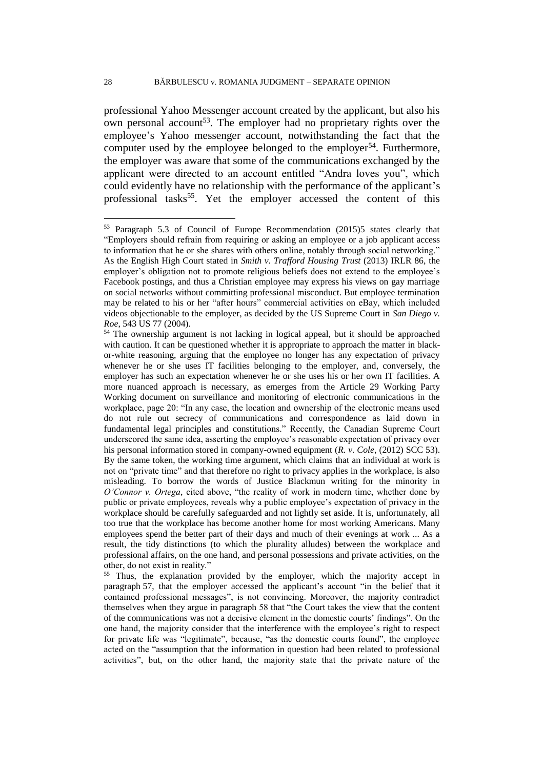professional Yahoo Messenger account created by the applicant, but also his own personal account[53]. The employer had no proprietary rights over the employee's Yahoo messenger account, notwithstanding the fact that the computer used by the employee belonged to the employer[54]. Furthermore, the employer was aware that some of the communications exchanged by the applicant were directed to an account entitled "Andra loves you", which could evidently have no relationship with the performance of the applicant's professional tasks[55]. Yet the employer accessed the content of this

---

[53] Paragraph 5.3 of Council of Europe Recommendation (2015)5 states clearly that "Employers should refrain from requiring or asking an employee or a job applicant access to information that he or she shares with others online, notably through social networking." As the English High Court stated in *Smith v. Trafford Housing Trust* (2013) IRLR 86, the employer's obligation not to promote religious beliefs does not extend to the employee's Facebook postings, and thus a Christian employee may express his views on gay marriage on social networks without committing professional misconduct. But employee termination may be related to his or her "after hours" commercial activities on eBay, which included videos objectionable to the employer, as decided by the US Supreme Court in *San Diego v. Roe*, 543 US 77 (2004).

[54] The ownership argument is not lacking in logical appeal, but it should be approached with caution. It can be questioned whether it is appropriate to approach the matter in black-or-white reasoning, arguing that the employee no longer has any expectation of privacy whenever he or she uses IT facilities belonging to the employer, and, conversely, the employer has such an expectation whenever he or she uses his or her own IT facilities. A more nuanced approach is necessary, as emerges from the Article 29 Working Party Working document on surveillance and monitoring of electronic communications in the workplace, page 20: "In any case, the location and ownership of the electronic means used do not rule out secrecy of communications and correspondence as laid down in fundamental legal principles and constitutions." Recently, the Canadian Supreme Court underscored the same idea, asserting the employee's reasonable expectation of privacy over his personal information stored in company-owned equipment (*R. v. Cole*, (2012) SCC 53). By the same token, the working time argument, which claims that an individual at work is not on "private time" and that therefore no right to privacy applies in the workplace, is also misleading. To borrow the words of Justice Blackmun writing for the minority in *O'Connor v. Ortega*, cited above, "the reality of work in modern time, whether done by public or private employees, reveals why a public employee's expectation of privacy in the workplace should be carefully safeguarded and not lightly set aside. It is, unfortunately, all too true that the workplace has become another home for most working Americans. Many employees spend the better part of their days and much of their evenings at work ... As a result, the tidy distinctions (to which the plurality alludes) between the workplace and professional affairs, on the one hand, and personal possessions and private activities, on the other, do not exist in reality."

[55] Thus, the explanation provided by the employer, which the majority accept in paragraph 57, that the employer accessed the applicant's account "in the belief that it contained professional messages", is not convincing. Moreover, the majority contradict themselves when they argue in paragraph 58 that "the Court takes the view that the content of the communications was not a decisive element in the domestic courts' findings". On the one hand, the majority consider that the interference with the employee's right to respect for private life was "legitimate", because, "as the domestic courts found", the employee acted on the "assumption that the information in question had been related to professional activities", but, on the other hand, the majority state that the private nature of the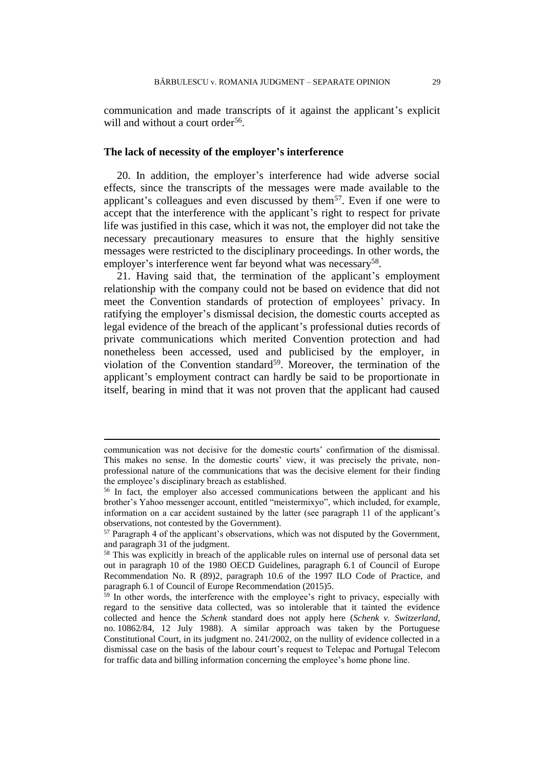communication and made transcripts of it against the applicant's explicit will and without a court order[56].

### The lack of necessity of the employer's interference

20. In addition, the employer's interference had wide adverse social effects, since the transcripts of the messages were made available to the applicant's colleagues and even discussed by them[57]. Even if one were to accept that the interference with the applicant's right to respect for private life was justified in this case, which it was not, the employer did not take the necessary precautionary measures to ensure that the highly sensitive messages were restricted to the disciplinary proceedings. In other words, the employer's interference went far beyond what was necessary[58].

21. Having said that, the termination of the applicant's employment relationship with the company could not be based on evidence that did not meet the Convention standards of protection of employees' privacy. In ratifying the employer's dismissal decision, the domestic courts accepted as legal evidence of the breach of the applicant's professional duties records of private communications which merited Convention protection and had nonetheless been accessed, used and publicised by the employer, in violation of the Convention standard[59]. Moreover, the termination of the applicant's employment contract can hardly be said to be proportionate in itself, bearing in mind that it was not proven that the applicant had caused

---

communication was not decisive for the domestic courts' confirmation of the dismissal. This makes no sense. In the domestic courts' view, it was precisely the private, non-professional nature of the communications that was the decisive element for their finding the employee's disciplinary breach as established.

[56] In fact, the employer also accessed communications between the applicant and his brother's Yahoo messenger account, entitled "meistermixyo", which included, for example, information on a car accident sustained by the latter (see paragraph 11 of the applicant's observations, not contested by the Government).

[57] Paragraph 4 of the applicant's observations, which was not disputed by the Government, and paragraph 31 of the judgment.

[58] This was explicitly in breach of the applicable rules on internal use of personal data set out in paragraph 10 of the 1980 OECD Guidelines, paragraph 6.1 of Council of Europe Recommendation No. R (89)2, paragraph 10.6 of the 1997 ILO Code of Practice, and paragraph 6.1 of Council of Europe Recommendation (2015)5.

[59] In other words, the interference with the employee's right to privacy, especially with regard to the sensitive data collected, was so intolerable that it tainted the evidence collected and hence the *Schenk* standard does not apply here (*Schenk v. Switzerland*, no. 10862/84, 12 July 1988). A similar approach was taken by the Portuguese Constitutional Court, in its judgment no. 241/2002, on the nullity of evidence collected in a dismissal case on the basis of the labour court's request to Telepac and Portugal Telecom for traffic data and billing information concerning the employee's home phone line.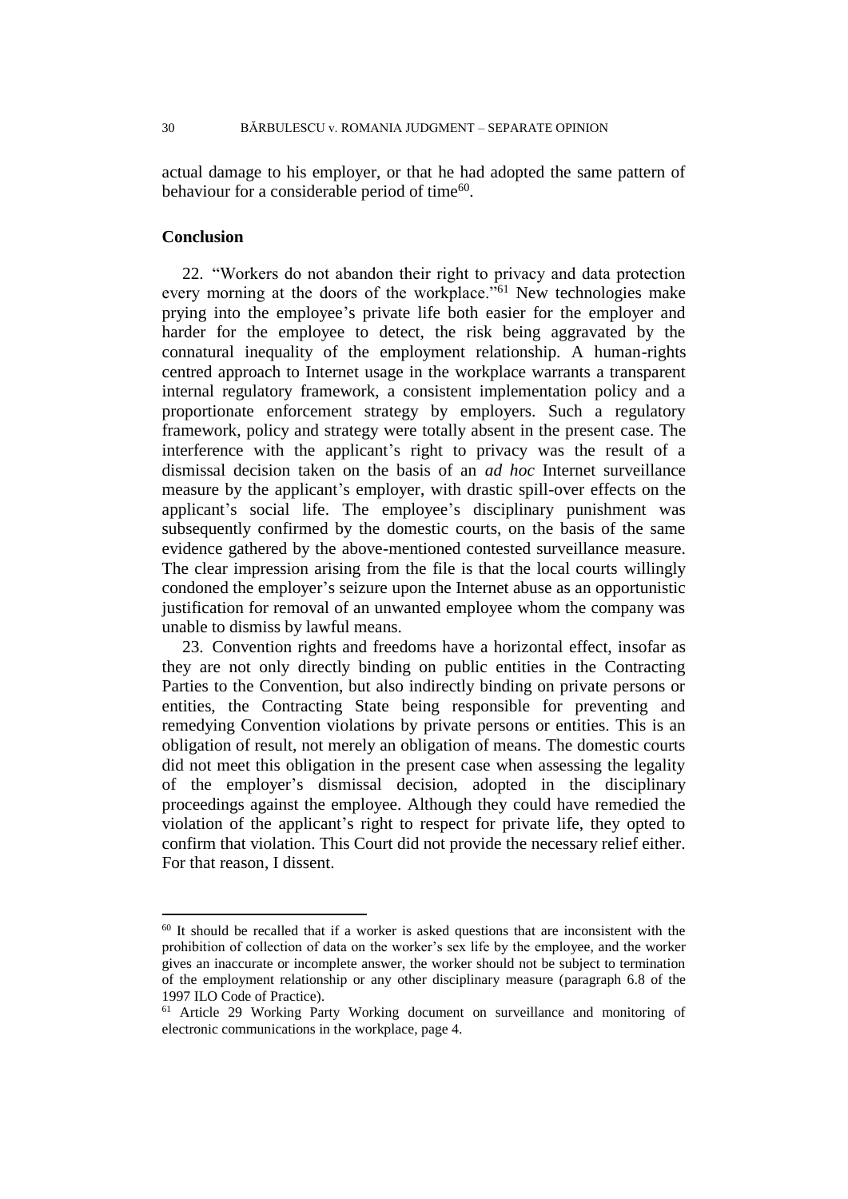actual damage to his employer, or that he had adopted the same pattern of behaviour for a considerable period of time[60].

**Conclusion**

22. "Workers do not abandon their right to privacy and data protection every morning at the doors of the workplace."[61] New technologies make prying into the employee's private life both easier for the employer and harder for the employee to detect, the risk being aggravated by the connatural inequality of the employment relationship. A human-rights centred approach to Internet usage in the workplace warrants a transparent internal regulatory framework, a consistent implementation policy and a proportionate enforcement strategy by employers. Such a regulatory framework, policy and strategy were totally absent in the present case. The interference with the applicant's right to privacy was the result of a dismissal decision taken on the basis of an *ad hoc* Internet surveillance measure by the applicant's employer, with drastic spill-over effects on the applicant's social life. The employee's disciplinary punishment was subsequently confirmed by the domestic courts, on the basis of the same evidence gathered by the above-mentioned contested surveillance measure. The clear impression arising from the file is that the local courts willingly condoned the employer's seizure upon the Internet abuse as an opportunistic justification for removal of an unwanted employee whom the company was unable to dismiss by lawful means.

23. Convention rights and freedoms have a horizontal effect, insofar as they are not only directly binding on public entities in the Contracting Parties to the Convention, but also indirectly binding on private persons or entities, the Contracting State being responsible for preventing and remedying Convention violations by private persons or entities. This is an obligation of result, not merely an obligation of means. The domestic courts did not meet this obligation in the present case when assessing the legality of the employer's dismissal decision, adopted in the disciplinary proceedings against the employee. Although they could have remedied the violation of the applicant's right to respect for private life, they opted to confirm that violation. This Court did not provide the necessary relief either. For that reason, I dissent.

---

[60] It should be recalled that if a worker is asked questions that are inconsistent with the prohibition of collection of data on the worker's sex life by the employee, and the worker gives an inaccurate or incomplete answer, the worker should not be subject to termination of the employment relationship or any other disciplinary measure (paragraph 6.8 of the 1997 ILO Code of Practice).

[61] Article 29 Working Party Working document on surveillance and monitoring of electronic communications in the workplace, page 4.